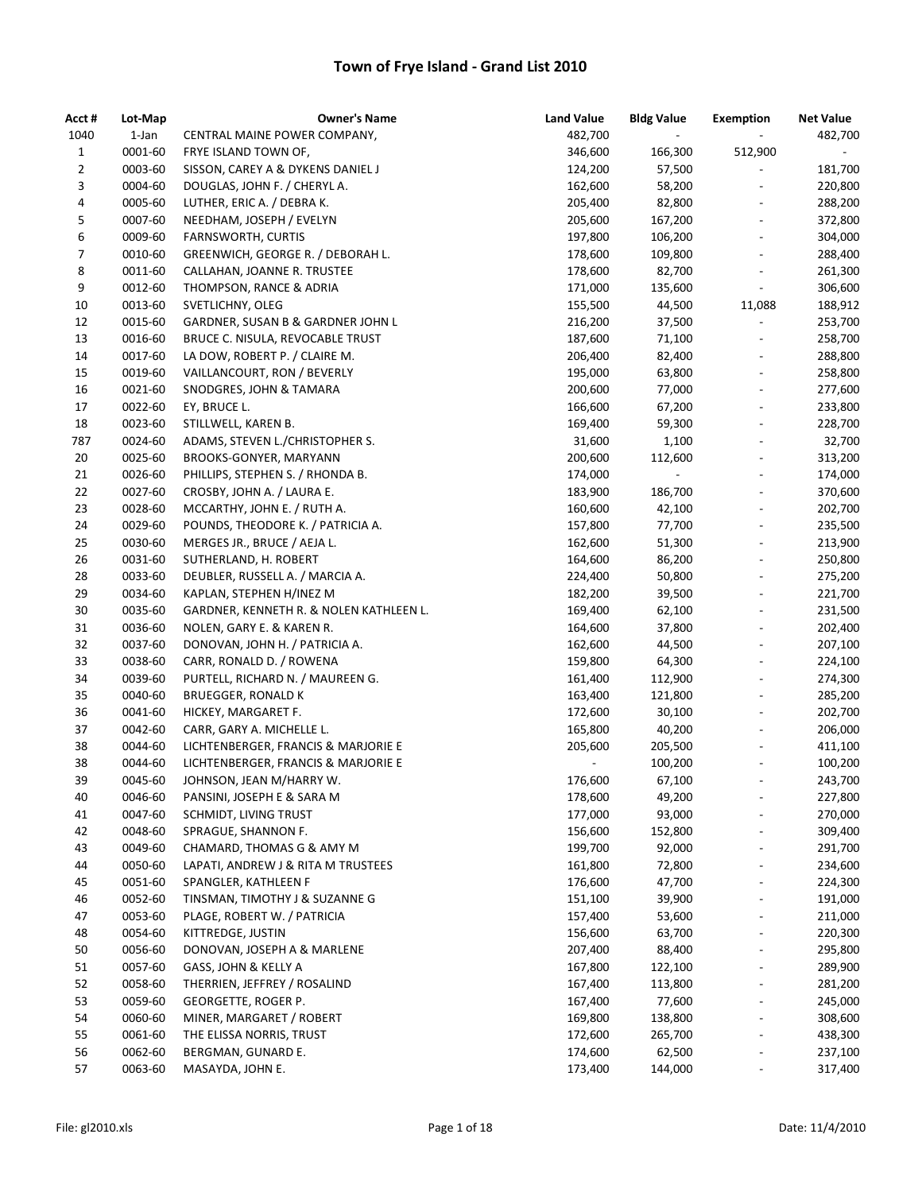# Town of Frye Island - Grand List 2010

| Acct # | Lot-Map | Owner's Name | Land Value | Bldg Value | Exemption | Net Value |
|---|---|---|---|---|---|---|
| 1040 | 1-Jan | CENTRAL MAINE POWER COMPANY, | 482,700 | - | - | 482,700 |
| 1 | 0001-60 | FRYE ISLAND TOWN OF, | 346,600 | 166,300 | 512,900 | - |
| 2 | 0003-60 | SISSON, CAREY A & DYKENS DANIEL J | 124,200 | 57,500 | - | 181,700 |
| 3 | 0004-60 | DOUGLAS, JOHN F. / CHERYL A. | 162,600 | 58,200 | - | 220,800 |
| 4 | 0005-60 | LUTHER, ERIC A. / DEBRA K. | 205,400 | 82,800 | - | 288,200 |
| 5 | 0007-60 | NEEDHAM, JOSEPH / EVELYN | 205,600 | 167,200 | - | 372,800 |
| 6 | 0009-60 | FARNSWORTH, CURTIS | 197,800 | 106,200 | - | 304,000 |
| 7 | 0010-60 | GREENWICH, GEORGE R. / DEBORAH L. | 178,600 | 109,800 | - | 288,400 |
| 8 | 0011-60 | CALLAHAN, JOANNE R. TRUSTEE | 178,600 | 82,700 | - | 261,300 |
| 9 | 0012-60 | THOMPSON, RANCE & ADRIA | 171,000 | 135,600 | - | 306,600 |
| 10 | 0013-60 | SVETLICHNY, OLEG | 155,500 | 44,500 | 11,088 | 188,912 |
| 12 | 0015-60 | GARDNER, SUSAN B & GARDNER JOHN L | 216,200 | 37,500 | - | 253,700 |
| 13 | 0016-60 | BRUCE C. NISULA, REVOCABLE TRUST | 187,600 | 71,100 | - | 258,700 |
| 14 | 0017-60 | LA DOW, ROBERT P. / CLAIRE M. | 206,400 | 82,400 | - | 288,800 |
| 15 | 0019-60 | VAILLANCOURT, RON / BEVERLY | 195,000 | 63,800 | - | 258,800 |
| 16 | 0021-60 | SNODGRES, JOHN & TAMARA | 200,600 | 77,000 | - | 277,600 |
| 17 | 0022-60 | EY, BRUCE L. | 166,600 | 67,200 | - | 233,800 |
| 18 | 0023-60 | STILLWELL, KAREN B. | 169,400 | 59,300 | - | 228,700 |
| 787 | 0024-60 | ADAMS, STEVEN L./CHRISTOPHER S. | 31,600 | 1,100 | - | 32,700 |
| 20 | 0025-60 | BROOKS-GONYER, MARYANN | 200,600 | 112,600 | - | 313,200 |
| 21 | 0026-60 | PHILLIPS, STEPHEN S. / RHONDA B. | 174,000 | - | - | 174,000 |
| 22 | 0027-60 | CROSBY, JOHN A. / LAURA E. | 183,900 | 186,700 | - | 370,600 |
| 23 | 0028-60 | MCCARTHY, JOHN E. / RUTH A. | 160,600 | 42,100 | - | 202,700 |
| 24 | 0029-60 | POUNDS, THEODORE K. / PATRICIA A. | 157,800 | 77,700 | - | 235,500 |
| 25 | 0030-60 | MERGES JR., BRUCE / AEJA L. | 162,600 | 51,300 | - | 213,900 |
| 26 | 0031-60 | SUTHERLAND, H. ROBERT | 164,600 | 86,200 | - | 250,800 |
| 28 | 0033-60 | DEUBLER, RUSSELL A. / MARCIA A. | 224,400 | 50,800 | - | 275,200 |
| 29 | 0034-60 | KAPLAN, STEPHEN H/INEZ M | 182,200 | 39,500 | - | 221,700 |
| 30 | 0035-60 | GARDNER, KENNETH R. & NOLEN KATHLEEN L. | 169,400 | 62,100 | - | 231,500 |
| 31 | 0036-60 | NOLEN, GARY E. & KAREN R. | 164,600 | 37,800 | - | 202,400 |
| 32 | 0037-60 | DONOVAN, JOHN H. / PATRICIA A. | 162,600 | 44,500 | - | 207,100 |
| 33 | 0038-60 | CARR, RONALD D. / ROWENA | 159,800 | 64,300 | - | 224,100 |
| 34 | 0039-60 | PURTELL, RICHARD N. / MAUREEN G. | 161,400 | 112,900 | - | 274,300 |
| 35 | 0040-60 | BRUEGGER, RONALD K | 163,400 | 121,800 | - | 285,200 |
| 36 | 0041-60 | HICKEY, MARGARET F. | 172,600 | 30,100 | - | 202,700 |
| 37 | 0042-60 | CARR, GARY A. MICHELLE L. | 165,800 | 40,200 | - | 206,000 |
| 38 | 0044-60 | LICHTENBERGER, FRANCIS & MARJORIE E | 205,600 | 205,500 | - | 411,100 |
| 38 | 0044-60 | LICHTENBERGER, FRANCIS & MARJORIE E | - | 100,200 | - | 100,200 |
| 39 | 0045-60 | JOHNSON, JEAN M/HARRY W. | 176,600 | 67,100 | - | 243,700 |
| 40 | 0046-60 | PANSINI, JOSEPH E & SARA M | 178,600 | 49,200 | - | 227,800 |
| 41 | 0047-60 | SCHMIDT, LIVING TRUST | 177,000 | 93,000 | - | 270,000 |
| 42 | 0048-60 | SPRAGUE, SHANNON F. | 156,600 | 152,800 | - | 309,400 |
| 43 | 0049-60 | CHAMARD, THOMAS G & AMY M | 199,700 | 92,000 | - | 291,700 |
| 44 | 0050-60 | LAPATI, ANDREW J & RITA M TRUSTEES | 161,800 | 72,800 | - | 234,600 |
| 45 | 0051-60 | SPANGLER, KATHLEEN F | 176,600 | 47,700 | - | 224,300 |
| 46 | 0052-60 | TINSMAN, TIMOTHY J & SUZANNE G | 151,100 | 39,900 | - | 191,000 |
| 47 | 0053-60 | PLAGE, ROBERT W. / PATRICIA | 157,400 | 53,600 | - | 211,000 |
| 48 | 0054-60 | KITTREDGE, JUSTIN | 156,600 | 63,700 | - | 220,300 |
| 50 | 0056-60 | DONOVAN, JOSEPH A & MARLENE | 207,400 | 88,400 | - | 295,800 |
| 51 | 0057-60 | GASS, JOHN & KELLY A | 167,800 | 122,100 | - | 289,900 |
| 52 | 0058-60 | THERRIEN, JEFFREY / ROSALIND | 167,400 | 113,800 | - | 281,200 |
| 53 | 0059-60 | GEORGETTE, ROGER P. | 167,400 | 77,600 | - | 245,000 |
| 54 | 0060-60 | MINER, MARGARET / ROBERT | 169,800 | 138,800 | - | 308,600 |
| 55 | 0061-60 | THE ELISSA NORRIS, TRUST | 172,600 | 265,700 | - | 438,300 |
| 56 | 0062-60 | BERGMAN, GUNARD E. | 174,600 | 62,500 | - | 237,100 |
| 57 | 0063-60 | MASAYDA, JOHN E. | 173,400 | 144,000 | - | 317,400 |

File: gl2010.xls    Date: 11/4/2010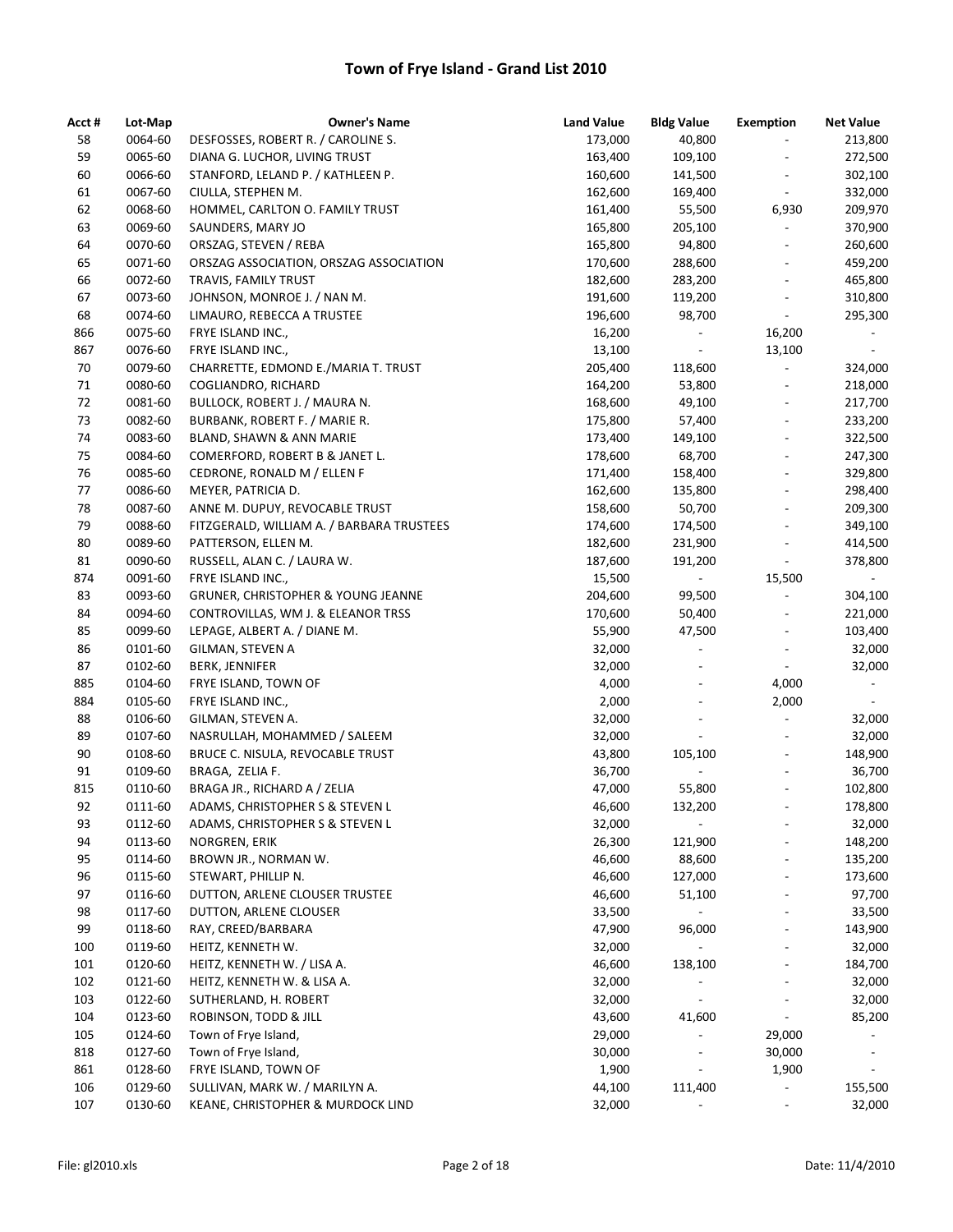# Town of Frye Island - Grand List 2010

| Acct # | Lot-Map | Owner's Name | Land Value | Bldg Value | Exemption | Net Value |
|---|---|---|---|---|---|---|
| 58 | 0064-60 | DESFOSSES, ROBERT R. / CAROLINE S. | 173,000 | 40,800 | - | 213,800 |
| 59 | 0065-60 | DIANA G. LUCHOR, LIVING TRUST | 163,400 | 109,100 | - | 272,500 |
| 60 | 0066-60 | STANFORD, LELAND P. / KATHLEEN P. | 160,600 | 141,500 | - | 302,100 |
| 61 | 0067-60 | CIULLA, STEPHEN M. | 162,600 | 169,400 | - | 332,000 |
| 62 | 0068-60 | HOMMEL, CARLTON O. FAMILY TRUST | 161,400 | 55,500 | 6,930 | 209,970 |
| 63 | 0069-60 | SAUNDERS, MARY JO | 165,800 | 205,100 | - | 370,900 |
| 64 | 0070-60 | ORSZAG, STEVEN / REBA | 165,800 | 94,800 | - | 260,600 |
| 65 | 0071-60 | ORSZAG ASSOCIATION, ORSZAG ASSOCIATION | 170,600 | 288,600 | - | 459,200 |
| 66 | 0072-60 | TRAVIS, FAMILY TRUST | 182,600 | 283,200 | - | 465,800 |
| 67 | 0073-60 | JOHNSON, MONROE J. / NAN M. | 191,600 | 119,200 | - | 310,800 |
| 68 | 0074-60 | LIMAURO, REBECCA A TRUSTEE | 196,600 | 98,700 | - | 295,300 |
| 866 | 0075-60 | FRYE ISLAND INC., | 16,200 | - | 16,200 | - |
| 867 | 0076-60 | FRYE ISLAND INC., | 13,100 | - | 13,100 | - |
| 70 | 0079-60 | CHARRETTE, EDMOND E./MARIA T. TRUST | 205,400 | 118,600 | - | 324,000 |
| 71 | 0080-60 | COGLIANDRO, RICHARD | 164,200 | 53,800 | - | 218,000 |
| 72 | 0081-60 | BULLOCK, ROBERT J. / MAURA N. | 168,600 | 49,100 | - | 217,700 |
| 73 | 0082-60 | BURBANK, ROBERT F. / MARIE R. | 175,800 | 57,400 | - | 233,200 |
| 74 | 0083-60 | BLAND, SHAWN & ANN MARIE | 173,400 | 149,100 | - | 322,500 |
| 75 | 0084-60 | COMERFORD, ROBERT B & JANET L. | 178,600 | 68,700 | - | 247,300 |
| 76 | 0085-60 | CEDRONE, RONALD M / ELLEN F | 171,400 | 158,400 | - | 329,800 |
| 77 | 0086-60 | MEYER, PATRICIA D. | 162,600 | 135,800 | - | 298,400 |
| 78 | 0087-60 | ANNE M. DUPUY, REVOCABLE TRUST | 158,600 | 50,700 | - | 209,300 |
| 79 | 0088-60 | FITZGERALD, WILLIAM A. / BARBARA TRUSTEES | 174,600 | 174,500 | - | 349,100 |
| 80 | 0089-60 | PATTERSON, ELLEN M. | 182,600 | 231,900 | - | 414,500 |
| 81 | 0090-60 | RUSSELL, ALAN C. / LAURA W. | 187,600 | 191,200 | - | 378,800 |
| 874 | 0091-60 | FRYE ISLAND INC., | 15,500 | - | 15,500 | - |
| 83 | 0093-60 | GRUNER, CHRISTOPHER & YOUNG JEANNE | 204,600 | 99,500 | - | 304,100 |
| 84 | 0094-60 | CONTROVILLAS, WM J. & ELEANOR TRSS | 170,600 | 50,400 | - | 221,000 |
| 85 | 0099-60 | LEPAGE, ALBERT A. / DIANE M. | 55,900 | 47,500 | - | 103,400 |
| 86 | 0101-60 | GILMAN, STEVEN A | 32,000 | - | - | 32,000 |
| 87 | 0102-60 | BERK, JENNIFER | 32,000 | - | - | 32,000 |
| 885 | 0104-60 | FRYE ISLAND, TOWN OF | 4,000 | - | 4,000 | - |
| 884 | 0105-60 | FRYE ISLAND INC., | 2,000 | - | 2,000 | - |
| 88 | 0106-60 | GILMAN, STEVEN A. | 32,000 | - | - | 32,000 |
| 89 | 0107-60 | NASRULLAH, MOHAMMED / SALEEM | 32,000 | - | - | 32,000 |
| 90 | 0108-60 | BRUCE C. NISULA, REVOCABLE TRUST | 43,800 | 105,100 | - | 148,900 |
| 91 | 0109-60 | BRAGA, ZELIA F. | 36,700 | - | - | 36,700 |
| 815 | 0110-60 | BRAGA JR., RICHARD A / ZELIA | 47,000 | 55,800 | - | 102,800 |
| 92 | 0111-60 | ADAMS, CHRISTOPHER S & STEVEN L | 46,600 | 132,200 | - | 178,800 |
| 93 | 0112-60 | ADAMS, CHRISTOPHER S & STEVEN L | 32,000 | - | - | 32,000 |
| 94 | 0113-60 | NORGREN, ERIK | 26,300 | 121,900 | - | 148,200 |
| 95 | 0114-60 | BROWN JR., NORMAN W. | 46,600 | 88,600 | - | 135,200 |
| 96 | 0115-60 | STEWART, PHILLIP N. | 46,600 | 127,000 | - | 173,600 |
| 97 | 0116-60 | DUTTON, ARLENE CLOUSER TRUSTEE | 46,600 | 51,100 | - | 97,700 |
| 98 | 0117-60 | DUTTON, ARLENE CLOUSER | 33,500 | - | - | 33,500 |
| 99 | 0118-60 | RAY, CREED/BARBARA | 47,900 | 96,000 | - | 143,900 |
| 100 | 0119-60 | HEITZ, KENNETH W. | 32,000 | - | - | 32,000 |
| 101 | 0120-60 | HEITZ, KENNETH W. / LISA A. | 46,600 | 138,100 | - | 184,700 |
| 102 | 0121-60 | HEITZ, KENNETH W. & LISA A. | 32,000 | - | - | 32,000 |
| 103 | 0122-60 | SUTHERLAND, H. ROBERT | 32,000 | - | - | 32,000 |
| 104 | 0123-60 | ROBINSON, TODD & JILL | 43,600 | 41,600 | - | 85,200 |
| 105 | 0124-60 | Town of Frye Island, | 29,000 | - | 29,000 | - |
| 818 | 0127-60 | Town of Frye Island, | 30,000 | - | 30,000 | - |
| 861 | 0128-60 | FRYE ISLAND, TOWN OF | 1,900 | - | 1,900 | - |
| 106 | 0129-60 | SULLIVAN, MARK W. / MARILYN A. | 44,100 | 111,400 | - | 155,500 |
| 107 | 0130-60 | KEANE, CHRISTOPHER & MURDOCK LIND | 32,000 | - | - | 32,000 |

File: gl2010.xls Date: 11/4/2010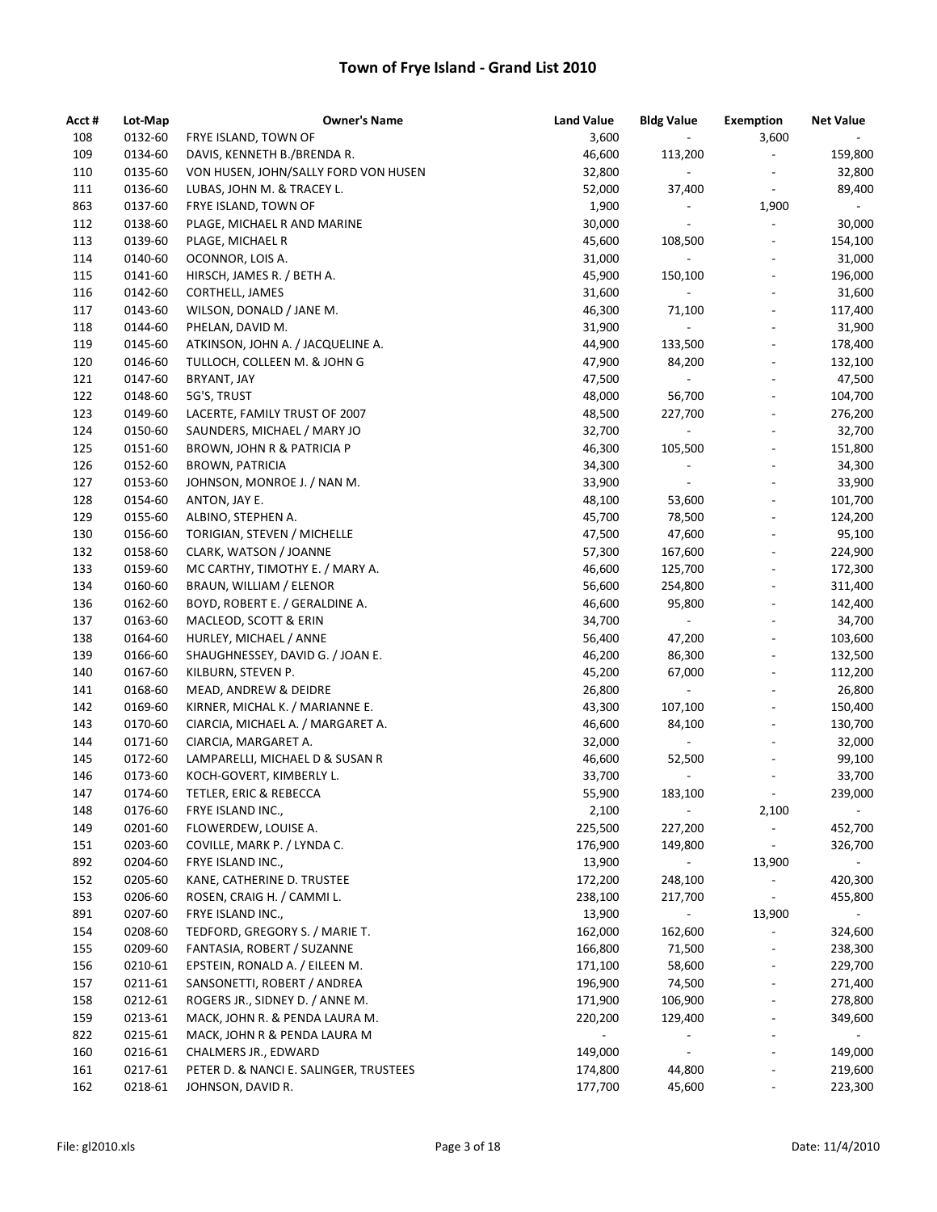# Town of Frye Island - Grand List 2010

| Acct # | Lot-Map | Owner's Name | Land Value | Bldg Value | Exemption | Net Value |
|---|---|---|---|---|---|---|
| 108 | 0132-60 | FRYE ISLAND, TOWN OF | 3,600 | - | 3,600 | - |
| 109 | 0134-60 | DAVIS, KENNETH B./BRENDA R. | 46,600 | 113,200 | - | 159,800 |
| 110 | 0135-60 | VON HUSEN, JOHN/SALLY FORD VON HUSEN | 32,800 | - | - | 32,800 |
| 111 | 0136-60 | LUBAS, JOHN M. & TRACEY L. | 52,000 | 37,400 | - | 89,400 |
| 863 | 0137-60 | FRYE ISLAND, TOWN OF | 1,900 | - | 1,900 | - |
| 112 | 0138-60 | PLAGE, MICHAEL R AND MARINE | 30,000 | - | - | 30,000 |
| 113 | 0139-60 | PLAGE, MICHAEL R | 45,600 | 108,500 | - | 154,100 |
| 114 | 0140-60 | OCONNOR, LOIS A. | 31,000 | - | - | 31,000 |
| 115 | 0141-60 | HIRSCH, JAMES R. / BETH A. | 45,900 | 150,100 | - | 196,000 |
| 116 | 0142-60 | CORTHELL, JAMES | 31,600 | - | - | 31,600 |
| 117 | 0143-60 | WILSON, DONALD / JANE M. | 46,300 | 71,100 | - | 117,400 |
| 118 | 0144-60 | PHELAN, DAVID M. | 31,900 | - | - | 31,900 |
| 119 | 0145-60 | ATKINSON, JOHN A. / JACQUELINE A. | 44,900 | 133,500 | - | 178,400 |
| 120 | 0146-60 | TULLOCH, COLLEEN M. & JOHN G | 47,900 | 84,200 | - | 132,100 |
| 121 | 0147-60 | BRYANT, JAY | 47,500 | - | - | 47,500 |
| 122 | 0148-60 | 5G'S, TRUST | 48,000 | 56,700 | - | 104,700 |
| 123 | 0149-60 | LACERTE, FAMILY TRUST OF 2007 | 48,500 | 227,700 | - | 276,200 |
| 124 | 0150-60 | SAUNDERS, MICHAEL / MARY JO | 32,700 | - | - | 32,700 |
| 125 | 0151-60 | BROWN, JOHN R & PATRICIA P | 46,300 | 105,500 | - | 151,800 |
| 126 | 0152-60 | BROWN, PATRICIA | 34,300 | - | - | 34,300 |
| 127 | 0153-60 | JOHNSON, MONROE J. / NAN M. | 33,900 | - | - | 33,900 |
| 128 | 0154-60 | ANTON, JAY E. | 48,100 | 53,600 | - | 101,700 |
| 129 | 0155-60 | ALBINO, STEPHEN A. | 45,700 | 78,500 | - | 124,200 |
| 130 | 0156-60 | TORIGIAN, STEVEN / MICHELLE | 47,500 | 47,600 | - | 95,100 |
| 132 | 0158-60 | CLARK, WATSON / JOANNE | 57,300 | 167,600 | - | 224,900 |
| 133 | 0159-60 | MC CARTHY, TIMOTHY E. / MARY A. | 46,600 | 125,700 | - | 172,300 |
| 134 | 0160-60 | BRAUN, WILLIAM / ELENOR | 56,600 | 254,800 | - | 311,400 |
| 136 | 0162-60 | BOYD, ROBERT E. / GERALDINE A. | 46,600 | 95,800 | - | 142,400 |
| 137 | 0163-60 | MACLEOD, SCOTT & ERIN | 34,700 | - | - | 34,700 |
| 138 | 0164-60 | HURLEY, MICHAEL / ANNE | 56,400 | 47,200 | - | 103,600 |
| 139 | 0166-60 | SHAUGHNESSEY, DAVID G. / JOAN E. | 46,200 | 86,300 | - | 132,500 |
| 140 | 0167-60 | KILBURN, STEVEN P. | 45,200 | 67,000 | - | 112,200 |
| 141 | 0168-60 | MEAD, ANDREW & DEIDRE | 26,800 | - | - | 26,800 |
| 142 | 0169-60 | KIRNER, MICHAL K. / MARIANNE E. | 43,300 | 107,100 | - | 150,400 |
| 143 | 0170-60 | CIARCIA, MICHAEL A. / MARGARET A. | 46,600 | 84,100 | - | 130,700 |
| 144 | 0171-60 | CIARCIA, MARGARET A. | 32,000 | - | - | 32,000 |
| 145 | 0172-60 | LAMPARELLI, MICHAEL D & SUSAN R | 46,600 | 52,500 | - | 99,100 |
| 146 | 0173-60 | KOCH-GOVERT, KIMBERLY L. | 33,700 | - | - | 33,700 |
| 147 | 0174-60 | TETLER, ERIC & REBECCA | 55,900 | 183,100 | - | 239,000 |
| 148 | 0176-60 | FRYE ISLAND INC., | 2,100 | - | 2,100 | - |
| 149 | 0201-60 | FLOWERDEW, LOUISE A. | 225,500 | 227,200 | - | 452,700 |
| 151 | 0203-60 | COVILLE, MARK P. / LYNDA C. | 176,900 | 149,800 | - | 326,700 |
| 892 | 0204-60 | FRYE ISLAND INC., | 13,900 | - | 13,900 | - |
| 152 | 0205-60 | KANE, CATHERINE D. TRUSTEE | 172,200 | 248,100 | - | 420,300 |
| 153 | 0206-60 | ROSEN, CRAIG H. / CAMMI L. | 238,100 | 217,700 | - | 455,800 |
| 891 | 0207-60 | FRYE ISLAND INC., | 13,900 | - | 13,900 | - |
| 154 | 0208-60 | TEDFORD, GREGORY S. / MARIE T. | 162,000 | 162,600 | - | 324,600 |
| 155 | 0209-60 | FANTASIA, ROBERT / SUZANNE | 166,800 | 71,500 | - | 238,300 |
| 156 | 0210-61 | EPSTEIN, RONALD A. / EILEEN M. | 171,100 | 58,600 | - | 229,700 |
| 157 | 0211-61 | SANSONETTI, ROBERT / ANDREA | 196,900 | 74,500 | - | 271,400 |
| 158 | 0212-61 | ROGERS JR., SIDNEY D. / ANNE M. | 171,900 | 106,900 | - | 278,800 |
| 159 | 0213-61 | MACK, JOHN R. & PENDA LAURA M. | 220,200 | 129,400 | - | 349,600 |
| 822 | 0215-61 | MACK, JOHN R & PENDA LAURA M | - | - | - | - |
| 160 | 0216-61 | CHALMERS JR., EDWARD | 149,000 | - | - | 149,000 |
| 161 | 0217-61 | PETER D. & NANCI E. SALINGER, TRUSTEES | 174,800 | 44,800 | - | 219,600 |
| 162 | 0218-61 | JOHNSON, DAVID R. | 177,700 | 45,600 | - | 223,300 |

File: gl2010.xls  Date: 11/4/2010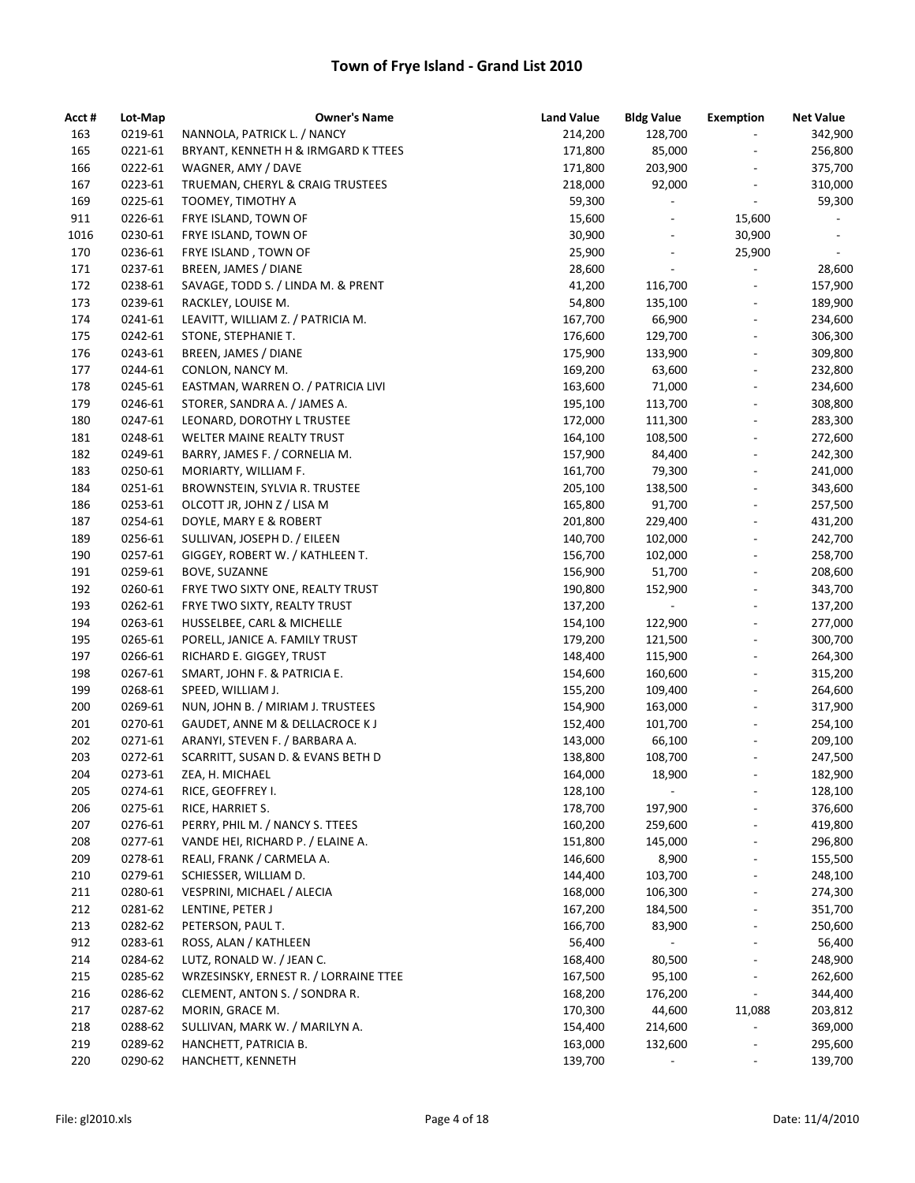# Town of Frye Island - Grand List 2010

| Acct # | Lot-Map | Owner's Name | Land Value | Bldg Value | Exemption | Net Value |
|---|---|---|---|---|---|---|
| 163 | 0219-61 | NANNOLA, PATRICK L. / NANCY | 214,200 | 128,700 | - | 342,900 |
| 165 | 0221-61 | BRYANT, KENNETH H & IRMGARD K TTEES | 171,800 | 85,000 | - | 256,800 |
| 166 | 0222-61 | WAGNER, AMY / DAVE | 171,800 | 203,900 | - | 375,700 |
| 167 | 0223-61 | TRUEMAN, CHERYL & CRAIG TRUSTEES | 218,000 | 92,000 | - | 310,000 |
| 169 | 0225-61 | TOOMEY, TIMOTHY A | 59,300 | - | - | 59,300 |
| 911 | 0226-61 | FRYE ISLAND, TOWN OF | 15,600 | - | 15,600 | - |
| 1016 | 0230-61 | FRYE ISLAND, TOWN OF | 30,900 | - | 30,900 | - |
| 170 | 0236-61 | FRYE ISLAND , TOWN OF | 25,900 | - | 25,900 | - |
| 171 | 0237-61 | BREEN, JAMES / DIANE | 28,600 | - | - | 28,600 |
| 172 | 0238-61 | SAVAGE, TODD S. / LINDA M. & PRENT | 41,200 | 116,700 | - | 157,900 |
| 173 | 0239-61 | RACKLEY, LOUISE M. | 54,800 | 135,100 | - | 189,900 |
| 174 | 0241-61 | LEAVITT, WILLIAM Z. / PATRICIA M. | 167,700 | 66,900 | - | 234,600 |
| 175 | 0242-61 | STONE, STEPHANIE T. | 176,600 | 129,700 | - | 306,300 |
| 176 | 0243-61 | BREEN, JAMES / DIANE | 175,900 | 133,900 | - | 309,800 |
| 177 | 0244-61 | CONLON, NANCY M. | 169,200 | 63,600 | - | 232,800 |
| 178 | 0245-61 | EASTMAN, WARREN O. / PATRICIA LIVI | 163,600 | 71,000 | - | 234,600 |
| 179 | 0246-61 | STORER, SANDRA A. / JAMES A. | 195,100 | 113,700 | - | 308,800 |
| 180 | 0247-61 | LEONARD, DOROTHY L TRUSTEE | 172,000 | 111,300 | - | 283,300 |
| 181 | 0248-61 | WELTER MAINE REALTY TRUST | 164,100 | 108,500 | - | 272,600 |
| 182 | 0249-61 | BARRY, JAMES F. / CORNELIA M. | 157,900 | 84,400 | - | 242,300 |
| 183 | 0250-61 | MORIARTY, WILLIAM F. | 161,700 | 79,300 | - | 241,000 |
| 184 | 0251-61 | BROWNSTEIN, SYLVIA R. TRUSTEE | 205,100 | 138,500 | - | 343,600 |
| 186 | 0253-61 | OLCOTT JR, JOHN Z / LISA M | 165,800 | 91,700 | - | 257,500 |
| 187 | 0254-61 | DOYLE, MARY E & ROBERT | 201,800 | 229,400 | - | 431,200 |
| 189 | 0256-61 | SULLIVAN, JOSEPH D. / EILEEN | 140,700 | 102,000 | - | 242,700 |
| 190 | 0257-61 | GIGGEY, ROBERT W. / KATHLEEN T. | 156,700 | 102,000 | - | 258,700 |
| 191 | 0259-61 | BOVE, SUZANNE | 156,900 | 51,700 | - | 208,600 |
| 192 | 0260-61 | FRYE TWO SIXTY ONE, REALTY TRUST | 190,800 | 152,900 | - | 343,700 |
| 193 | 0262-61 | FRYE TWO SIXTY, REALTY TRUST | 137,200 | - | - | 137,200 |
| 194 | 0263-61 | HUSSELBEE, CARL & MICHELLE | 154,100 | 122,900 | - | 277,000 |
| 195 | 0265-61 | PORELL, JANICE A. FAMILY TRUST | 179,200 | 121,500 | - | 300,700 |
| 197 | 0266-61 | RICHARD E. GIGGEY, TRUST | 148,400 | 115,900 | - | 264,300 |
| 198 | 0267-61 | SMART, JOHN F. & PATRICIA E. | 154,600 | 160,600 | - | 315,200 |
| 199 | 0268-61 | SPEED, WILLIAM J. | 155,200 | 109,400 | - | 264,600 |
| 200 | 0269-61 | NUN, JOHN B. / MIRIAM J. TRUSTEES | 154,900 | 163,000 | - | 317,900 |
| 201 | 0270-61 | GAUDET, ANNE M & DELLACROCE K J | 152,400 | 101,700 | - | 254,100 |
| 202 | 0271-61 | ARANYI, STEVEN F. / BARBARA A. | 143,000 | 66,100 | - | 209,100 |
| 203 | 0272-61 | SCARRITT, SUSAN D. & EVANS BETH D | 138,800 | 108,700 | - | 247,500 |
| 204 | 0273-61 | ZEA, H. MICHAEL | 164,000 | 18,900 | - | 182,900 |
| 205 | 0274-61 | RICE, GEOFFREY I. | 128,100 | - | - | 128,100 |
| 206 | 0275-61 | RICE, HARRIET S. | 178,700 | 197,900 | - | 376,600 |
| 207 | 0276-61 | PERRY, PHIL M. / NANCY S. TTEES | 160,200 | 259,600 | - | 419,800 |
| 208 | 0277-61 | VANDE HEI, RICHARD P. / ELAINE A. | 151,800 | 145,000 | - | 296,800 |
| 209 | 0278-61 | REALI, FRANK / CARMELA A. | 146,600 | 8,900 | - | 155,500 |
| 210 | 0279-61 | SCHIESSER, WILLIAM D. | 144,400 | 103,700 | - | 248,100 |
| 211 | 0280-61 | VESPRINI, MICHAEL / ALECIA | 168,000 | 106,300 | - | 274,300 |
| 212 | 0281-62 | LENTINE, PETER J | 167,200 | 184,500 | - | 351,700 |
| 213 | 0282-62 | PETERSON, PAUL T. | 166,700 | 83,900 | - | 250,600 |
| 912 | 0283-61 | ROSS, ALAN / KATHLEEN | 56,400 | - | - | 56,400 |
| 214 | 0284-62 | LUTZ, RONALD W. / JEAN C. | 168,400 | 80,500 | - | 248,900 |
| 215 | 0285-62 | WRZESINSKY, ERNEST R. / LORRAINE TTEE | 167,500 | 95,100 | - | 262,600 |
| 216 | 0286-62 | CLEMENT, ANTON S. / SONDRA R. | 168,200 | 176,200 | - | 344,400 |
| 217 | 0287-62 | MORIN, GRACE M. | 170,300 | 44,600 | 11,088 | 203,812 |
| 218 | 0288-62 | SULLIVAN, MARK W. / MARILYN A. | 154,400 | 214,600 | - | 369,000 |
| 219 | 0289-62 | HANCHETT, PATRICIA B. | 163,000 | 132,600 | - | 295,600 |
| 220 | 0290-62 | HANCHETT, KENNETH | 139,700 | - | - | 139,700 |

File: gl2010.xls | Date: 11/4/2010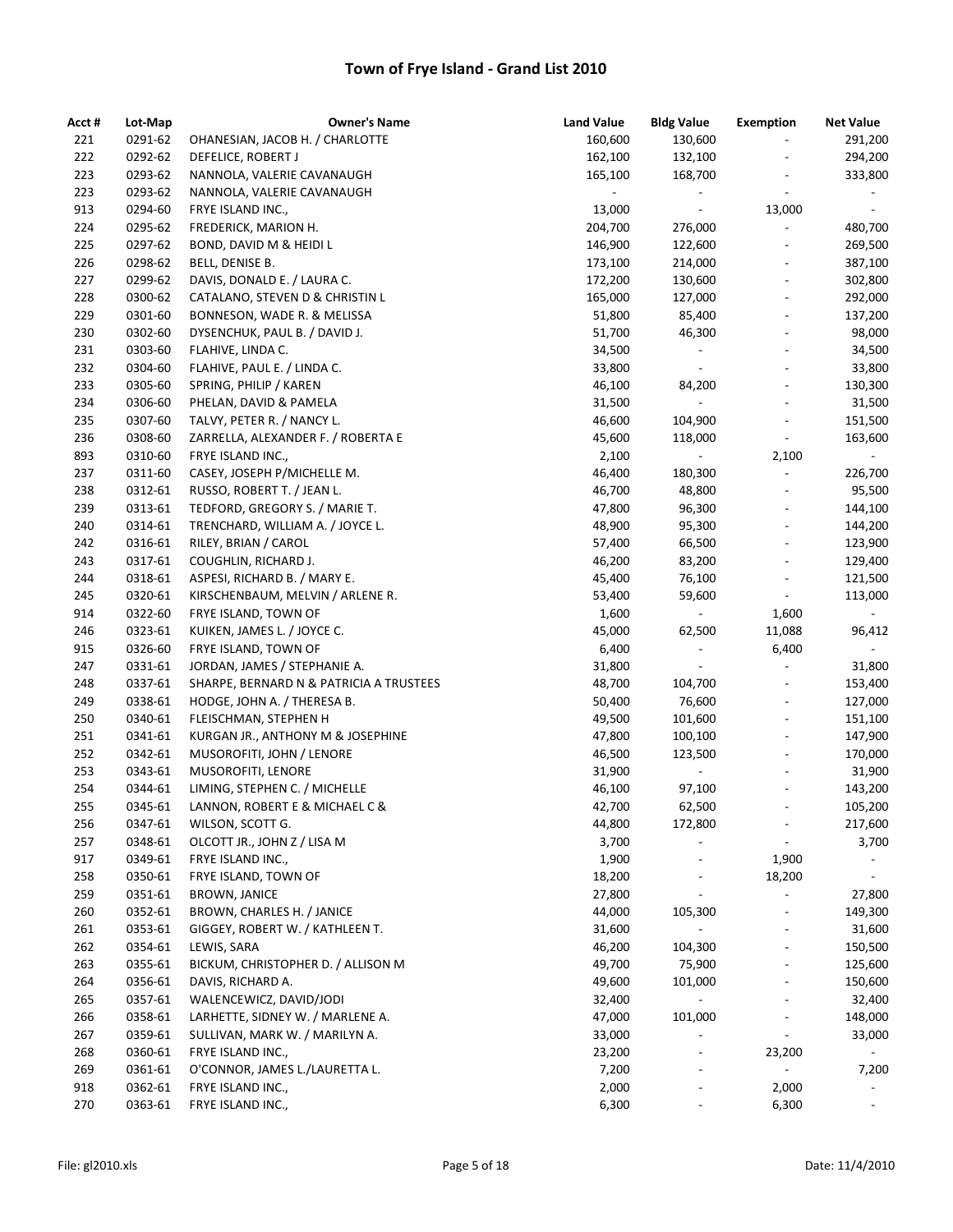# Town of Frye Island - Grand List 2010

| Acct # | Lot-Map | Owner's Name | Land Value | Bldg Value | Exemption | Net Value |
|---|---|---|---|---|---|---|
| 221 | 0291-62 | OHANESIAN, JACOB H. / CHARLOTTE | 160,600 | 130,600 | - | 291,200 |
| 222 | 0292-62 | DEFELICE, ROBERT J | 162,100 | 132,100 | - | 294,200 |
| 223 | 0293-62 | NANNOLA, VALERIE CAVANAUGH | 165,100 | 168,700 | - | 333,800 |
| 223 | 0293-62 | NANNOLA, VALERIE CAVANAUGH | - | - | - | - |
| 913 | 0294-60 | FRYE ISLAND INC., | 13,000 | - | 13,000 | - |
| 224 | 0295-62 | FREDERICK, MARION H. | 204,700 | 276,000 | - | 480,700 |
| 225 | 0297-62 | BOND, DAVID M & HEIDI L | 146,900 | 122,600 | - | 269,500 |
| 226 | 0298-62 | BELL, DENISE B. | 173,100 | 214,000 | - | 387,100 |
| 227 | 0299-62 | DAVIS, DONALD E. / LAURA C. | 172,200 | 130,600 | - | 302,800 |
| 228 | 0300-62 | CATALANO, STEVEN D & CHRISTIN L | 165,000 | 127,000 | - | 292,000 |
| 229 | 0301-60 | BONNESON, WADE R. & MELISSA | 51,800 | 85,400 | - | 137,200 |
| 230 | 0302-60 | DYSENCHUK, PAUL B. / DAVID J. | 51,700 | 46,300 | - | 98,000 |
| 231 | 0303-60 | FLAHIVE, LINDA C. | 34,500 | - | - | 34,500 |
| 232 | 0304-60 | FLAHIVE, PAUL E. / LINDA C. | 33,800 | - | - | 33,800 |
| 233 | 0305-60 | SPRING, PHILIP / KAREN | 46,100 | 84,200 | - | 130,300 |
| 234 | 0306-60 | PHELAN, DAVID & PAMELA | 31,500 | - | - | 31,500 |
| 235 | 0307-60 | TALVY, PETER R. / NANCY L. | 46,600 | 104,900 | - | 151,500 |
| 236 | 0308-60 | ZARRELLA, ALEXANDER F. / ROBERTA E | 45,600 | 118,000 | - | 163,600 |
| 893 | 0310-60 | FRYE ISLAND INC., | 2,100 | - | 2,100 | - |
| 237 | 0311-60 | CASEY, JOSEPH P/MICHELLE M. | 46,400 | 180,300 | - | 226,700 |
| 238 | 0312-61 | RUSSO, ROBERT T. / JEAN L. | 46,700 | 48,800 | - | 95,500 |
| 239 | 0313-61 | TEDFORD, GREGORY S. / MARIE T. | 47,800 | 96,300 | - | 144,100 |
| 240 | 0314-61 | TRENCHARD, WILLIAM A. / JOYCE L. | 48,900 | 95,300 | - | 144,200 |
| 242 | 0316-61 | RILEY, BRIAN / CAROL | 57,400 | 66,500 | - | 123,900 |
| 243 | 0317-61 | COUGHLIN, RICHARD J. | 46,200 | 83,200 | - | 129,400 |
| 244 | 0318-61 | ASPESI, RICHARD B. / MARY E. | 45,400 | 76,100 | - | 121,500 |
| 245 | 0320-61 | KIRSCHENBAUM, MELVIN / ARLENE R. | 53,400 | 59,600 | - | 113,000 |
| 914 | 0322-60 | FRYE ISLAND, TOWN OF | 1,600 | - | 1,600 | - |
| 246 | 0323-61 | KUIKEN, JAMES L. / JOYCE C. | 45,000 | 62,500 | 11,088 | 96,412 |
| 915 | 0326-60 | FRYE ISLAND, TOWN OF | 6,400 | - | 6,400 | - |
| 247 | 0331-61 | JORDAN, JAMES / STEPHANIE A. | 31,800 | - | - | 31,800 |
| 248 | 0337-61 | SHARPE, BERNARD N & PATRICIA A TRUSTEES | 48,700 | 104,700 | - | 153,400 |
| 249 | 0338-61 | HODGE, JOHN A. / THERESA B. | 50,400 | 76,600 | - | 127,000 |
| 250 | 0340-61 | FLEISCHMAN, STEPHEN H | 49,500 | 101,600 | - | 151,100 |
| 251 | 0341-61 | KURGAN JR., ANTHONY M & JOSEPHINE | 47,800 | 100,100 | - | 147,900 |
| 252 | 0342-61 | MUSOROFITI, JOHN / LENORE | 46,500 | 123,500 | - | 170,000 |
| 253 | 0343-61 | MUSOROFITI, LENORE | 31,900 | - | - | 31,900 |
| 254 | 0344-61 | LIMING, STEPHEN C. / MICHELLE | 46,100 | 97,100 | - | 143,200 |
| 255 | 0345-61 | LANNON, ROBERT E & MICHAEL C & | 42,700 | 62,500 | - | 105,200 |
| 256 | 0347-61 | WILSON, SCOTT G. | 44,800 | 172,800 | - | 217,600 |
| 257 | 0348-61 | OLCOTT JR., JOHN Z / LISA M | 3,700 | - | - | 3,700 |
| 917 | 0349-61 | FRYE ISLAND INC., | 1,900 | - | 1,900 | - |
| 258 | 0350-61 | FRYE ISLAND, TOWN OF | 18,200 | - | 18,200 | - |
| 259 | 0351-61 | BROWN, JANICE | 27,800 | - | - | 27,800 |
| 260 | 0352-61 | BROWN, CHARLES H. / JANICE | 44,000 | 105,300 | - | 149,300 |
| 261 | 0353-61 | GIGGEY, ROBERT W. / KATHLEEN T. | 31,600 | - | - | 31,600 |
| 262 | 0354-61 | LEWIS, SARA | 46,200 | 104,300 | - | 150,500 |
| 263 | 0355-61 | BICKUM, CHRISTOPHER D. / ALLISON M | 49,700 | 75,900 | - | 125,600 |
| 264 | 0356-61 | DAVIS, RICHARD A. | 49,600 | 101,000 | - | 150,600 |
| 265 | 0357-61 | WALENCEWICZ, DAVID/JODI | 32,400 | - | - | 32,400 |
| 266 | 0358-61 | LARHETTE, SIDNEY W. / MARLENE A. | 47,000 | 101,000 | - | 148,000 |
| 267 | 0359-61 | SULLIVAN, MARK W. / MARILYN A. | 33,000 | - | - | 33,000 |
| 268 | 0360-61 | FRYE ISLAND INC., | 23,200 | - | 23,200 | - |
| 269 | 0361-61 | O'CONNOR, JAMES L./LAURETTA L. | 7,200 | - | - | 7,200 |
| 918 | 0362-61 | FRYE ISLAND INC., | 2,000 | - | 2,000 | - |
| 270 | 0363-61 | FRYE ISLAND INC., | 6,300 | - | 6,300 | - |

File: gl2010.xls | Date: 11/4/2010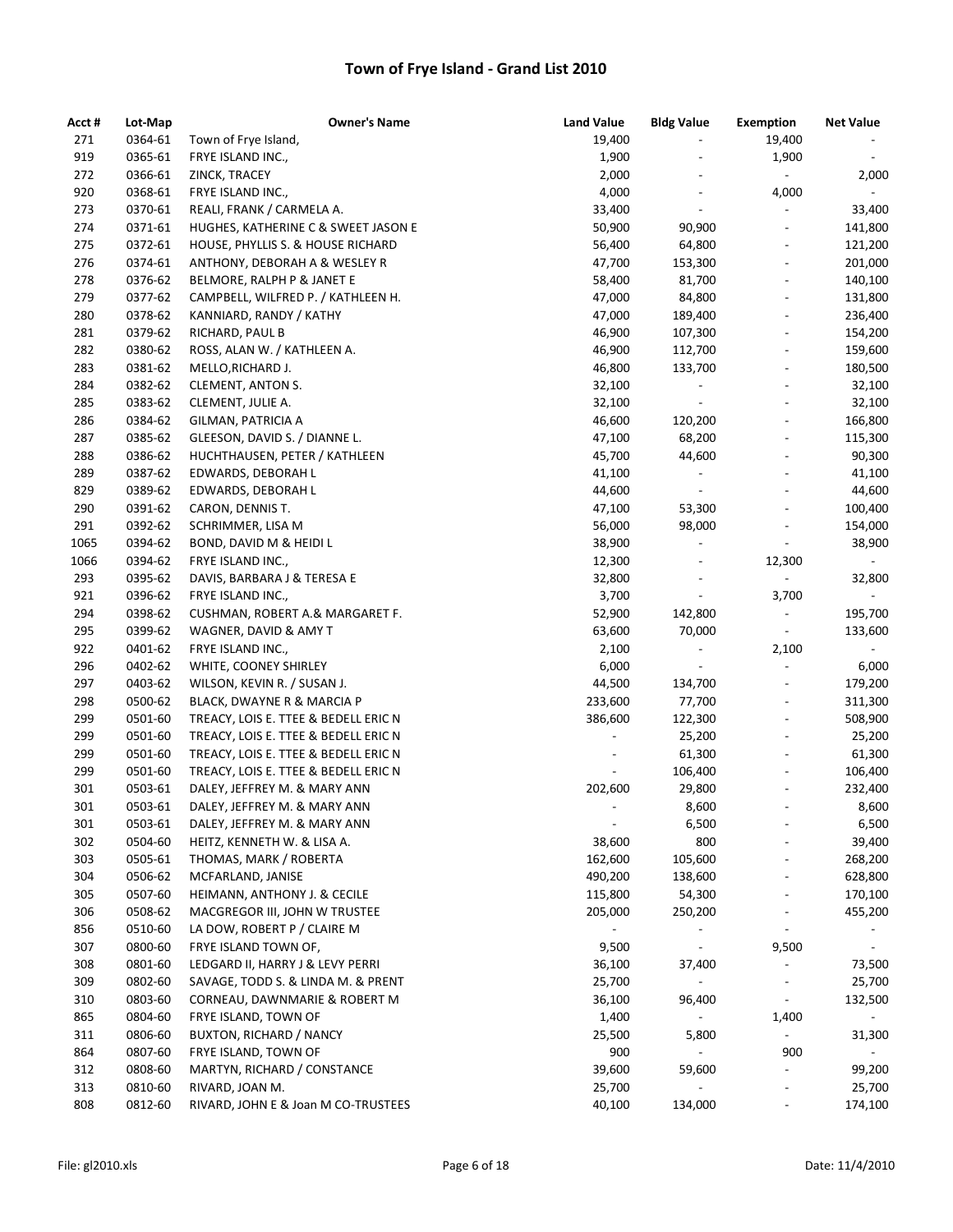# Town of Frye Island - Grand List 2010

| Acct # | Lot-Map | Owner's Name | Land Value | Bldg Value | Exemption | Net Value |
|---|---|---|---|---|---|---|
| 271 | 0364-61 | Town of Frye Island, | 19,400 | - | 19,400 | - |
| 919 | 0365-61 | FRYE ISLAND INC., | 1,900 | - | 1,900 | - |
| 272 | 0366-61 | ZINCK, TRACEY | 2,000 | - | - | 2,000 |
| 920 | 0368-61 | FRYE ISLAND INC., | 4,000 | - | 4,000 | - |
| 273 | 0370-61 | REALI, FRANK / CARMELA A. | 33,400 | - | - | 33,400 |
| 274 | 0371-61 | HUGHES, KATHERINE C & SWEET JASON E | 50,900 | 90,900 | - | 141,800 |
| 275 | 0372-61 | HOUSE, PHYLLIS S. & HOUSE RICHARD | 56,400 | 64,800 | - | 121,200 |
| 276 | 0374-61 | ANTHONY, DEBORAH A & WESLEY R | 47,700 | 153,300 | - | 201,000 |
| 278 | 0376-62 | BELMORE, RALPH P & JANET E | 58,400 | 81,700 | - | 140,100 |
| 279 | 0377-62 | CAMPBELL, WILFRED P. / KATHLEEN H. | 47,000 | 84,800 | - | 131,800 |
| 280 | 0378-62 | KANNIARD, RANDY / KATHY | 47,000 | 189,400 | - | 236,400 |
| 281 | 0379-62 | RICHARD, PAUL B | 46,900 | 107,300 | - | 154,200 |
| 282 | 0380-62 | ROSS, ALAN W. / KATHLEEN A. | 46,900 | 112,700 | - | 159,600 |
| 283 | 0381-62 | MELLO,RICHARD J. | 46,800 | 133,700 | - | 180,500 |
| 284 | 0382-62 | CLEMENT, ANTON S. | 32,100 | - | - | 32,100 |
| 285 | 0383-62 | CLEMENT, JULIE A. | 32,100 | - | - | 32,100 |
| 286 | 0384-62 | GILMAN, PATRICIA A | 46,600 | 120,200 | - | 166,800 |
| 287 | 0385-62 | GLEESON, DAVID S. / DIANNE L. | 47,100 | 68,200 | - | 115,300 |
| 288 | 0386-62 | HUCHTHAUSEN, PETER / KATHLEEN | 45,700 | 44,600 | - | 90,300 |
| 289 | 0387-62 | EDWARDS, DEBORAH L | 41,100 | - | - | 41,100 |
| 829 | 0389-62 | EDWARDS, DEBORAH L | 44,600 | - | - | 44,600 |
| 290 | 0391-62 | CARON, DENNIS T. | 47,100 | 53,300 | - | 100,400 |
| 291 | 0392-62 | SCHRIMMER, LISA M | 56,000 | 98,000 | - | 154,000 |
| 1065 | 0394-62 | BOND, DAVID M & HEIDI L | 38,900 | - | - | 38,900 |
| 1066 | 0394-62 | FRYE ISLAND INC., | 12,300 | - | 12,300 | - |
| 293 | 0395-62 | DAVIS, BARBARA J & TERESA E | 32,800 | - | - | 32,800 |
| 921 | 0396-62 | FRYE ISLAND INC., | 3,700 | - | 3,700 | - |
| 294 | 0398-62 | CUSHMAN, ROBERT A.& MARGARET F. | 52,900 | 142,800 | - | 195,700 |
| 295 | 0399-62 | WAGNER, DAVID & AMY T | 63,600 | 70,000 | - | 133,600 |
| 922 | 0401-62 | FRYE ISLAND INC., | 2,100 | - | 2,100 | - |
| 296 | 0402-62 | WHITE, COONEY SHIRLEY | 6,000 | - | - | 6,000 |
| 297 | 0403-62 | WILSON, KEVIN R. / SUSAN J. | 44,500 | 134,700 | - | 179,200 |
| 298 | 0500-62 | BLACK, DWAYNE R & MARCIA P | 233,600 | 77,700 | - | 311,300 |
| 299 | 0501-60 | TREACY, LOIS E. TTEE & BEDELL ERIC N | 386,600 | 122,300 | - | 508,900 |
| 299 | 0501-60 | TREACY, LOIS E. TTEE & BEDELL ERIC N | - | 25,200 | - | 25,200 |
| 299 | 0501-60 | TREACY, LOIS E. TTEE & BEDELL ERIC N | - | 61,300 | - | 61,300 |
| 299 | 0501-60 | TREACY, LOIS E. TTEE & BEDELL ERIC N | - | 106,400 | - | 106,400 |
| 301 | 0503-61 | DALEY, JEFFREY M. & MARY ANN | 202,600 | 29,800 | - | 232,400 |
| 301 | 0503-61 | DALEY, JEFFREY M. & MARY ANN | - | 8,600 | - | 8,600 |
| 301 | 0503-61 | DALEY, JEFFREY M. & MARY ANN | - | 6,500 | - | 6,500 |
| 302 | 0504-60 | HEITZ, KENNETH W. & LISA A. | 38,600 | 800 | - | 39,400 |
| 303 | 0505-61 | THOMAS, MARK / ROBERTA | 162,600 | 105,600 | - | 268,200 |
| 304 | 0506-62 | MCFARLAND, JANISE | 490,200 | 138,600 | - | 628,800 |
| 305 | 0507-60 | HEIMANN, ANTHONY J. & CECILE | 115,800 | 54,300 | - | 170,100 |
| 306 | 0508-62 | MACGREGOR III, JOHN W TRUSTEE | 205,000 | 250,200 | - | 455,200 |
| 856 | 0510-60 | LA DOW, ROBERT P / CLAIRE M | - | - | - | - |
| 307 | 0800-60 | FRYE ISLAND TOWN OF, | 9,500 | - | 9,500 | - |
| 308 | 0801-60 | LEDGARD II, HARRY J & LEVY PERRI | 36,100 | 37,400 | - | 73,500 |
| 309 | 0802-60 | SAVAGE, TODD S. & LINDA M. & PRENT | 25,700 | - | - | 25,700 |
| 310 | 0803-60 | CORNEAU, DAWNMARIE & ROBERT M | 36,100 | 96,400 | - | 132,500 |
| 865 | 0804-60 | FRYE ISLAND, TOWN OF | 1,400 | - | 1,400 | - |
| 311 | 0806-60 | BUXTON, RICHARD / NANCY | 25,500 | 5,800 | - | 31,300 |
| 864 | 0807-60 | FRYE ISLAND, TOWN OF | 900 | - | 900 | - |
| 312 | 0808-60 | MARTYN, RICHARD / CONSTANCE | 39,600 | 59,600 | - | 99,200 |
| 313 | 0810-60 | RIVARD, JOAN M. | 25,700 | - | - | 25,700 |
| 808 | 0812-60 | RIVARD, JOHN E & Joan M CO-TRUSTEES | 40,100 | 134,000 | - | 174,100 |

File: gl2010.xls　　Date: 11/4/2010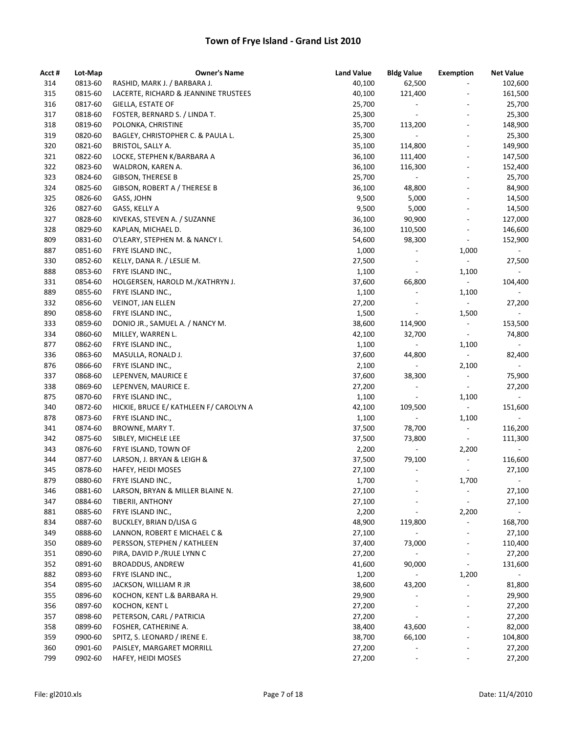# Town of Frye Island - Grand List 2010

| Acct # | Lot-Map | Owner's Name | Land Value | Bldg Value | Exemption | Net Value |
|---|---|---|---|---|---|---|
| 314 | 0813-60 | RASHID, MARK J. / BARBARA J. | 40,100 | 62,500 | - | 102,600 |
| 315 | 0815-60 | LACERTE, RICHARD & JEANNINE TRUSTEES | 40,100 | 121,400 | - | 161,500 |
| 316 | 0817-60 | GIELLA, ESTATE OF | 25,700 | - | - | 25,700 |
| 317 | 0818-60 | FOSTER, BERNARD S. / LINDA T. | 25,300 | - | - | 25,300 |
| 318 | 0819-60 | POLONKA, CHRISTINE | 35,700 | 113,200 | - | 148,900 |
| 319 | 0820-60 | BAGLEY, CHRISTOPHER C. & PAULA L. | 25,300 | - | - | 25,300 |
| 320 | 0821-60 | BRISTOL, SALLY A. | 35,100 | 114,800 | - | 149,900 |
| 321 | 0822-60 | LOCKE, STEPHEN K/BARBARA A | 36,100 | 111,400 | - | 147,500 |
| 322 | 0823-60 | WALDRON, KAREN A. | 36,100 | 116,300 | - | 152,400 |
| 323 | 0824-60 | GIBSON, THERESE B | 25,700 | - | - | 25,700 |
| 324 | 0825-60 | GIBSON, ROBERT A / THERESE B | 36,100 | 48,800 | - | 84,900 |
| 325 | 0826-60 | GASS, JOHN | 9,500 | 5,000 | - | 14,500 |
| 326 | 0827-60 | GASS, KELLY A | 9,500 | 5,000 | - | 14,500 |
| 327 | 0828-60 | KIVEKAS, STEVEN A. / SUZANNE | 36,100 | 90,900 | - | 127,000 |
| 328 | 0829-60 | KAPLAN, MICHAEL D. | 36,100 | 110,500 | - | 146,600 |
| 809 | 0831-60 | O'LEARY, STEPHEN M. & NANCY I. | 54,600 | 98,300 | - | 152,900 |
| 887 | 0851-60 | FRYE ISLAND INC., | 1,000 | - | 1,000 | - |
| 330 | 0852-60 | KELLY, DANA R. / LESLIE M. | 27,500 | - | - | 27,500 |
| 888 | 0853-60 | FRYE ISLAND INC., | 1,100 | - | 1,100 | - |
| 331 | 0854-60 | HOLGERSEN, HAROLD M./KATHRYN J. | 37,600 | 66,800 | - | 104,400 |
| 889 | 0855-60 | FRYE ISLAND INC., | 1,100 | - | 1,100 | - |
| 332 | 0856-60 | VEINOT, JAN ELLEN | 27,200 | - | - | 27,200 |
| 890 | 0858-60 | FRYE ISLAND INC., | 1,500 | - | 1,500 | - |
| 333 | 0859-60 | DONIO JR., SAMUEL A. / NANCY M. | 38,600 | 114,900 | - | 153,500 |
| 334 | 0860-60 | MILLEY, WARREN L. | 42,100 | 32,700 | - | 74,800 |
| 877 | 0862-60 | FRYE ISLAND INC., | 1,100 | - | 1,100 | - |
| 336 | 0863-60 | MASULLA, RONALD J. | 37,600 | 44,800 | - | 82,400 |
| 876 | 0866-60 | FRYE ISLAND INC., | 2,100 | - | 2,100 | - |
| 337 | 0868-60 | LEPENVEN, MAURICE E | 37,600 | 38,300 | - | 75,900 |
| 338 | 0869-60 | LEPENVEN, MAURICE E. | 27,200 | - | - | 27,200 |
| 875 | 0870-60 | FRYE ISLAND INC., | 1,100 | - | 1,100 | - |
| 340 | 0872-60 | HICKIE, BRUCE E/ KATHLEEN F/ CAROLYN A | 42,100 | 109,500 | - | 151,600 |
| 878 | 0873-60 | FRYE ISLAND INC., | 1,100 | - | 1,100 | - |
| 341 | 0874-60 | BROWNE, MARY T. | 37,500 | 78,700 | - | 116,200 |
| 342 | 0875-60 | SIBLEY, MICHELE LEE | 37,500 | 73,800 | - | 111,300 |
| 343 | 0876-60 | FRYE ISLAND, TOWN OF | 2,200 | - | 2,200 | - |
| 344 | 0877-60 | LARSON, J. BRYAN & LEIGH & | 37,500 | 79,100 | - | 116,600 |
| 345 | 0878-60 | HAFEY, HEIDI MOSES | 27,100 | - | - | 27,100 |
| 879 | 0880-60 | FRYE ISLAND INC., | 1,700 | - | 1,700 | - |
| 346 | 0881-60 | LARSON, BRYAN & MILLER BLAINE N. | 27,100 | - | - | 27,100 |
| 347 | 0884-60 | TIBERII, ANTHONY | 27,100 | - | - | 27,100 |
| 881 | 0885-60 | FRYE ISLAND INC., | 2,200 | - | 2,200 | - |
| 834 | 0887-60 | BUCKLEY, BRIAN D/LISA G | 48,900 | 119,800 | - | 168,700 |
| 349 | 0888-60 | LANNON, ROBERT E MICHAEL C & | 27,100 | - | - | 27,100 |
| 350 | 0889-60 | PERSSON, STEPHEN / KATHLEEN | 37,400 | 73,000 | - | 110,400 |
| 351 | 0890-60 | PIRA, DAVID P./RULE LYNN C | 27,200 | - | - | 27,200 |
| 352 | 0891-60 | BROADDUS, ANDREW | 41,600 | 90,000 | - | 131,600 |
| 882 | 0893-60 | FRYE ISLAND INC., | 1,200 | - | 1,200 | - |
| 354 | 0895-60 | JACKSON, WILLIAM R JR | 38,600 | 43,200 | - | 81,800 |
| 355 | 0896-60 | KOCHON, KENT L.& BARBARA H. | 29,900 | - | - | 29,900 |
| 356 | 0897-60 | KOCHON, KENT L | 27,200 | - | - | 27,200 |
| 357 | 0898-60 | PETERSON, CARL / PATRICIA | 27,200 | - | - | 27,200 |
| 358 | 0899-60 | FOSHER, CATHERINE A. | 38,400 | 43,600 | - | 82,000 |
| 359 | 0900-60 | SPITZ, S. LEONARD / IRENE E. | 38,700 | 66,100 | - | 104,800 |
| 360 | 0901-60 | PAISLEY, MARGARET MORRILL | 27,200 | - | - | 27,200 |
| 799 | 0902-60 | HAFEY, HEIDI MOSES | 27,200 | - | - | 27,200 |

File: gl2010.xls Date: 11/4/2010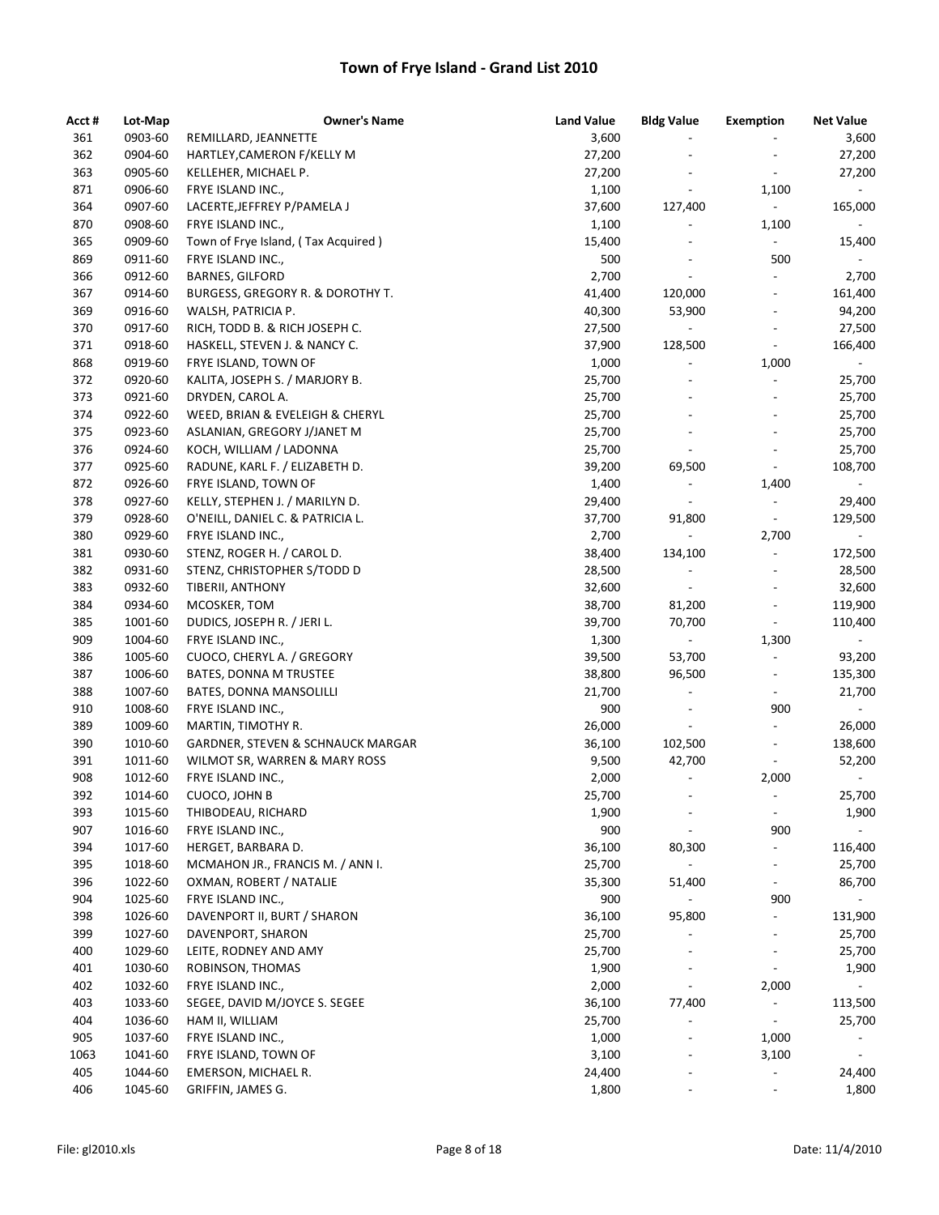# Town of Frye Island - Grand List 2010

| Acct # | Lot-Map | Owner's Name | Land Value | Bldg Value | Exemption | Net Value |
|---|---|---|---|---|---|---|
| 361 | 0903-60 | REMILLARD, JEANNETTE | 3,600 | - | - | 3,600 |
| 362 | 0904-60 | HARTLEY,CAMERON F/KELLY M | 27,200 | - | - | 27,200 |
| 363 | 0905-60 | KELLEHER, MICHAEL P. | 27,200 | - | - | 27,200 |
| 871 | 0906-60 | FRYE ISLAND INC., | 1,100 | - | 1,100 | - |
| 364 | 0907-60 | LACERTE,JEFFREY P/PAMELA J | 37,600 | 127,400 | - | 165,000 |
| 870 | 0908-60 | FRYE ISLAND INC., | 1,100 | - | 1,100 | - |
| 365 | 0909-60 | Town of Frye Island, ( Tax Acquired ) | 15,400 | - | - | 15,400 |
| 869 | 0911-60 | FRYE ISLAND INC., | 500 | - | 500 | - |
| 366 | 0912-60 | BARNES, GILFORD | 2,700 | - | - | 2,700 |
| 367 | 0914-60 | BURGESS, GREGORY R. & DOROTHY T. | 41,400 | 120,000 | - | 161,400 |
| 369 | 0916-60 | WALSH, PATRICIA P. | 40,300 | 53,900 | - | 94,200 |
| 370 | 0917-60 | RICH, TODD B. & RICH JOSEPH C. | 27,500 | - | - | 27,500 |
| 371 | 0918-60 | HASKELL, STEVEN J. & NANCY C. | 37,900 | 128,500 | - | 166,400 |
| 868 | 0919-60 | FRYE ISLAND, TOWN OF | 1,000 | - | 1,000 | - |
| 372 | 0920-60 | KALITA, JOSEPH S. / MARJORY B. | 25,700 | - | - | 25,700 |
| 373 | 0921-60 | DRYDEN, CAROL A. | 25,700 | - | - | 25,700 |
| 374 | 0922-60 | WEED, BRIAN & EVELEIGH & CHERYL | 25,700 | - | - | 25,700 |
| 375 | 0923-60 | ASLANIAN, GREGORY J/JANET M | 25,700 | - | - | 25,700 |
| 376 | 0924-60 | KOCH, WILLIAM / LADONNA | 25,700 | - | - | 25,700 |
| 377 | 0925-60 | RADUNE, KARL F. / ELIZABETH D. | 39,200 | 69,500 | - | 108,700 |
| 872 | 0926-60 | FRYE ISLAND, TOWN OF | 1,400 | - | 1,400 | - |
| 378 | 0927-60 | KELLY, STEPHEN J. / MARILYN D. | 29,400 | - | - | 29,400 |
| 379 | 0928-60 | O'NEILL, DANIEL C. & PATRICIA L. | 37,700 | 91,800 | - | 129,500 |
| 380 | 0929-60 | FRYE ISLAND INC., | 2,700 | - | 2,700 | - |
| 381 | 0930-60 | STENZ, ROGER H. / CAROL D. | 38,400 | 134,100 | - | 172,500 |
| 382 | 0931-60 | STENZ, CHRISTOPHER S/TODD D | 28,500 | - | - | 28,500 |
| 383 | 0932-60 | TIBERII, ANTHONY | 32,600 | - | - | 32,600 |
| 384 | 0934-60 | MCOSKER, TOM | 38,700 | 81,200 | - | 119,900 |
| 385 | 1001-60 | DUDICS, JOSEPH R. / JERI L. | 39,700 | 70,700 | - | 110,400 |
| 909 | 1004-60 | FRYE ISLAND INC., | 1,300 | - | 1,300 | - |
| 386 | 1005-60 | CUOCO, CHERYL A. / GREGORY | 39,500 | 53,700 | - | 93,200 |
| 387 | 1006-60 | BATES, DONNA M TRUSTEE | 38,800 | 96,500 | - | 135,300 |
| 388 | 1007-60 | BATES, DONNA MANSOLILLI | 21,700 | - | - | 21,700 |
| 910 | 1008-60 | FRYE ISLAND INC., | 900 | - | 900 | - |
| 389 | 1009-60 | MARTIN, TIMOTHY R. | 26,000 | - | - | 26,000 |
| 390 | 1010-60 | GARDNER, STEVEN & SCHNAUCK MARGAR | 36,100 | 102,500 | - | 138,600 |
| 391 | 1011-60 | WILMOT SR, WARREN & MARY ROSS | 9,500 | 42,700 | - | 52,200 |
| 908 | 1012-60 | FRYE ISLAND INC., | 2,000 | - | 2,000 | - |
| 392 | 1014-60 | CUOCO, JOHN B | 25,700 | - | - | 25,700 |
| 393 | 1015-60 | THIBODEAU, RICHARD | 1,900 | - | - | 1,900 |
| 907 | 1016-60 | FRYE ISLAND INC., | 900 | - | 900 | - |
| 394 | 1017-60 | HERGET, BARBARA D. | 36,100 | 80,300 | - | 116,400 |
| 395 | 1018-60 | MCMAHON JR., FRANCIS M. / ANN I. | 25,700 | - | - | 25,700 |
| 396 | 1022-60 | OXMAN, ROBERT / NATALIE | 35,300 | 51,400 | - | 86,700 |
| 904 | 1025-60 | FRYE ISLAND INC., | 900 | - | 900 | - |
| 398 | 1026-60 | DAVENPORT II, BURT / SHARON | 36,100 | 95,800 | - | 131,900 |
| 399 | 1027-60 | DAVENPORT, SHARON | 25,700 | - | - | 25,700 |
| 400 | 1029-60 | LEITE, RODNEY AND AMY | 25,700 | - | - | 25,700 |
| 401 | 1030-60 | ROBINSON, THOMAS | 1,900 | - | - | 1,900 |
| 402 | 1032-60 | FRYE ISLAND INC., | 2,000 | - | 2,000 | - |
| 403 | 1033-60 | SEGEE, DAVID M/JOYCE S. SEGEE | 36,100 | 77,400 | - | 113,500 |
| 404 | 1036-60 | HAM II, WILLIAM | 25,700 | - | - | 25,700 |
| 905 | 1037-60 | FRYE ISLAND INC., | 1,000 | - | 1,000 | - |
| 1063 | 1041-60 | FRYE ISLAND, TOWN OF | 3,100 | - | 3,100 | - |
| 405 | 1044-60 | EMERSON, MICHAEL R. | 24,400 | - | - | 24,400 |
| 406 | 1045-60 | GRIFFIN, JAMES G. | 1,800 | - | - | 1,800 |

File: gl2010.xls Date: 11/4/2010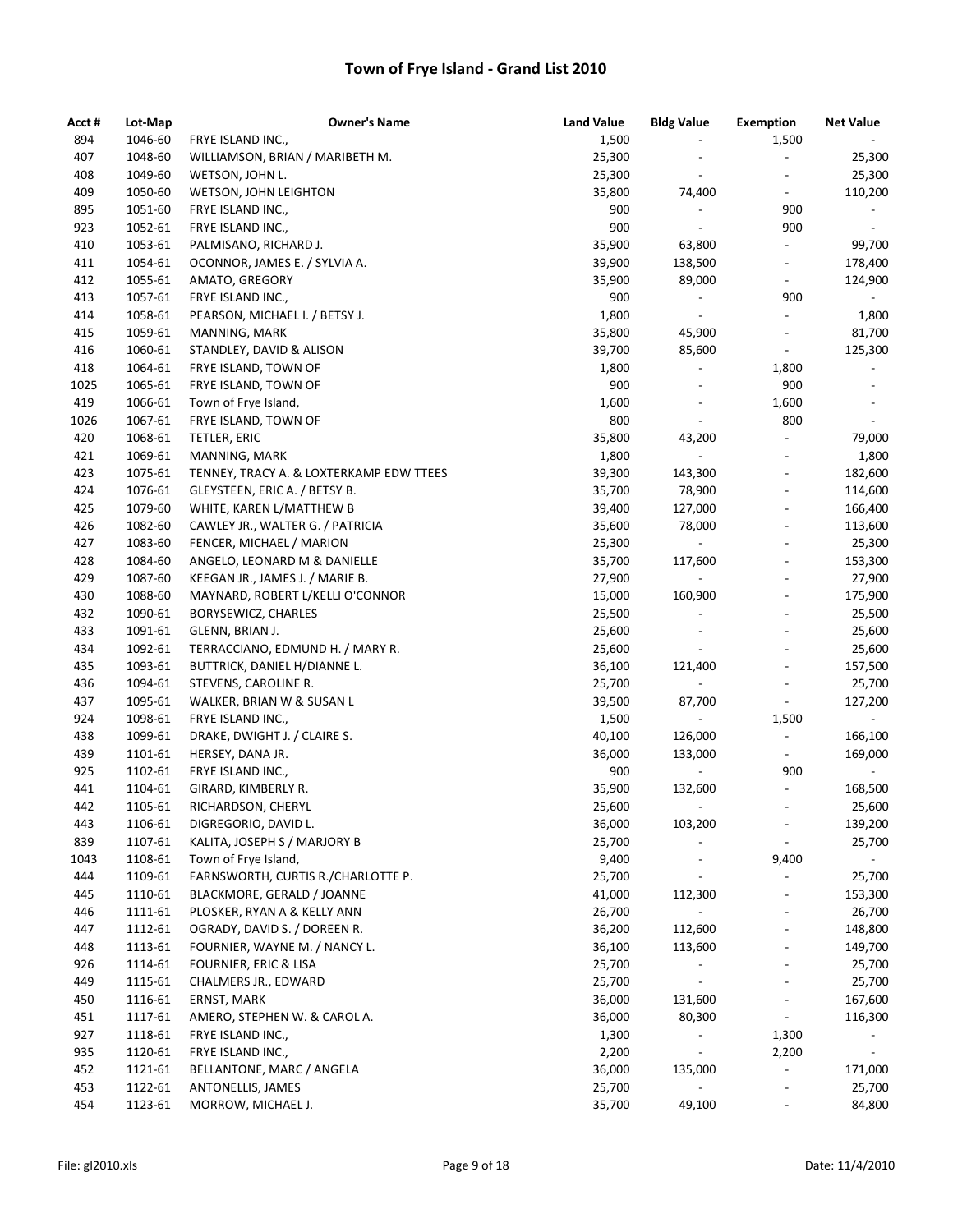# Town of Frye Island - Grand List 2010

| Acct # | Lot-Map | Owner's Name | Land Value | Bldg Value | Exemption | Net Value |
|---|---|---|---|---|---|---|
| 894 | 1046-60 | FRYE ISLAND INC., | 1,500 | - | 1,500 | - |
| 407 | 1048-60 | WILLIAMSON, BRIAN / MARIBETH M. | 25,300 | - | - | 25,300 |
| 408 | 1049-60 | WETSON, JOHN L. | 25,300 | - | - | 25,300 |
| 409 | 1050-60 | WETSON, JOHN LEIGHTON | 35,800 | 74,400 | - | 110,200 |
| 895 | 1051-60 | FRYE ISLAND INC., | 900 | - | 900 | - |
| 923 | 1052-61 | FRYE ISLAND INC., | 900 | - | 900 | - |
| 410 | 1053-61 | PALMISANO, RICHARD J. | 35,900 | 63,800 | - | 99,700 |
| 411 | 1054-61 | OCONNOR, JAMES E. / SYLVIA A. | 39,900 | 138,500 | - | 178,400 |
| 412 | 1055-61 | AMATO, GREGORY | 35,900 | 89,000 | - | 124,900 |
| 413 | 1057-61 | FRYE ISLAND INC., | 900 | - | 900 | - |
| 414 | 1058-61 | PEARSON, MICHAEL I. / BETSY J. | 1,800 | - | - | 1,800 |
| 415 | 1059-61 | MANNING, MARK | 35,800 | 45,900 | - | 81,700 |
| 416 | 1060-61 | STANDLEY, DAVID & ALISON | 39,700 | 85,600 | - | 125,300 |
| 418 | 1064-61 | FRYE ISLAND, TOWN OF | 1,800 | - | 1,800 | - |
| 1025 | 1065-61 | FRYE ISLAND, TOWN OF | 900 | - | 900 | - |
| 419 | 1066-61 | Town of Frye Island, | 1,600 | - | 1,600 | - |
| 1026 | 1067-61 | FRYE ISLAND, TOWN OF | 800 | - | 800 | - |
| 420 | 1068-61 | TETLER, ERIC | 35,800 | 43,200 | - | 79,000 |
| 421 | 1069-61 | MANNING, MARK | 1,800 | - | - | 1,800 |
| 423 | 1075-61 | TENNEY, TRACY A. & LOXTERKAMP EDW TTEES | 39,300 | 143,300 | - | 182,600 |
| 424 | 1076-61 | GLEYSTEEN, ERIC A. / BETSY B. | 35,700 | 78,900 | - | 114,600 |
| 425 | 1079-60 | WHITE, KAREN L/MATTHEW B | 39,400 | 127,000 | - | 166,400 |
| 426 | 1082-60 | CAWLEY JR., WALTER G. / PATRICIA | 35,600 | 78,000 | - | 113,600 |
| 427 | 1083-60 | FENCER, MICHAEL / MARION | 25,300 | - | - | 25,300 |
| 428 | 1084-60 | ANGELO, LEONARD M & DANIELLE | 35,700 | 117,600 | - | 153,300 |
| 429 | 1087-60 | KEEGAN JR., JAMES J. / MARIE B. | 27,900 | - | - | 27,900 |
| 430 | 1088-60 | MAYNARD, ROBERT L/KELLI O'CONNOR | 15,000 | 160,900 | - | 175,900 |
| 432 | 1090-61 | BORYSEWICZ, CHARLES | 25,500 | - | - | 25,500 |
| 433 | 1091-61 | GLENN, BRIAN J. | 25,600 | - | - | 25,600 |
| 434 | 1092-61 | TERRACCIANO, EDMUND H. / MARY R. | 25,600 | - | - | 25,600 |
| 435 | 1093-61 | BUTTRICK, DANIEL H/DIANNE L. | 36,100 | 121,400 | - | 157,500 |
| 436 | 1094-61 | STEVENS, CAROLINE R. | 25,700 | - | - | 25,700 |
| 437 | 1095-61 | WALKER, BRIAN W & SUSAN L | 39,500 | 87,700 | - | 127,200 |
| 924 | 1098-61 | FRYE ISLAND INC., | 1,500 | - | 1,500 | - |
| 438 | 1099-61 | DRAKE, DWIGHT J. / CLAIRE S. | 40,100 | 126,000 | - | 166,100 |
| 439 | 1101-61 | HERSEY, DANA JR. | 36,000 | 133,000 | - | 169,000 |
| 925 | 1102-61 | FRYE ISLAND INC., | 900 | - | 900 | - |
| 441 | 1104-61 | GIRARD, KIMBERLY R. | 35,900 | 132,600 | - | 168,500 |
| 442 | 1105-61 | RICHARDSON, CHERYL | 25,600 | - | - | 25,600 |
| 443 | 1106-61 | DIGREGORIO, DAVID L. | 36,000 | 103,200 | - | 139,200 |
| 839 | 1107-61 | KALITA, JOSEPH S / MARJORY B | 25,700 | - | - | 25,700 |
| 1043 | 1108-61 | Town of Frye Island, | 9,400 | - | 9,400 | - |
| 444 | 1109-61 | FARNSWORTH, CURTIS R./CHARLOTTE P. | 25,700 | - | - | 25,700 |
| 445 | 1110-61 | BLACKMORE, GERALD / JOANNE | 41,000 | 112,300 | - | 153,300 |
| 446 | 1111-61 | PLOSKER, RYAN A & KELLY ANN | 26,700 | - | - | 26,700 |
| 447 | 1112-61 | OGRADY, DAVID S. / DOREEN R. | 36,200 | 112,600 | - | 148,800 |
| 448 | 1113-61 | FOURNIER, WAYNE M. / NANCY L. | 36,100 | 113,600 | - | 149,700 |
| 926 | 1114-61 | FOURNIER, ERIC & LISA | 25,700 | - | - | 25,700 |
| 449 | 1115-61 | CHALMERS JR., EDWARD | 25,700 | - | - | 25,700 |
| 450 | 1116-61 | ERNST, MARK | 36,000 | 131,600 | - | 167,600 |
| 451 | 1117-61 | AMERO, STEPHEN W. & CAROL A. | 36,000 | 80,300 | - | 116,300 |
| 927 | 1118-61 | FRYE ISLAND INC., | 1,300 | - | 1,300 | - |
| 935 | 1120-61 | FRYE ISLAND INC., | 2,200 | - | 2,200 | - |
| 452 | 1121-61 | BELLANTONE, MARC / ANGELA | 36,000 | 135,000 | - | 171,000 |
| 453 | 1122-61 | ANTONELLIS, JAMES | 25,700 | - | - | 25,700 |
| 454 | 1123-61 | MORROW, MICHAEL J. | 35,700 | 49,100 | - | 84,800 |

File: gl2010.xls | Date: 11/4/2010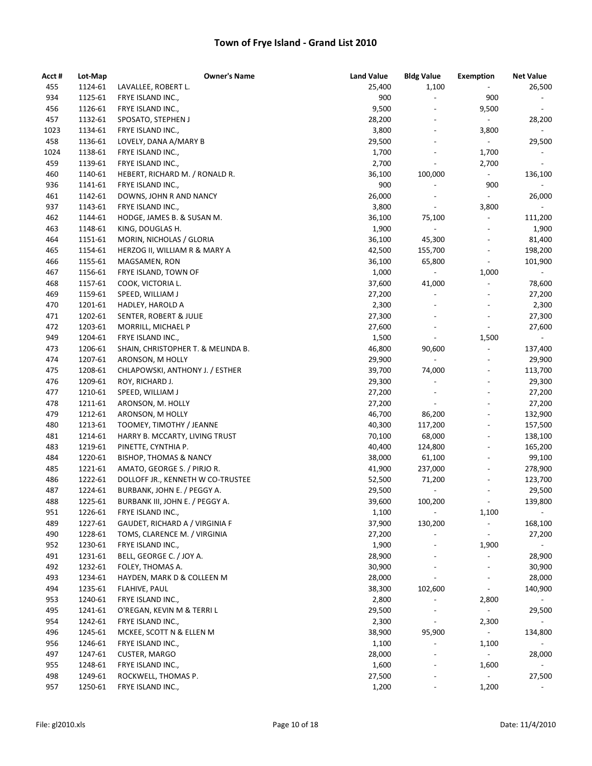# Town of Frye Island - Grand List 2010

| Acct # | Lot-Map | Owner's Name | Land Value | Bldg Value | Exemption | Net Value |
|---|---|---|---|---|---|---|
| 455 | 1124-61 | LAVALLEE, ROBERT L. | 25,400 | 1,100 | - | 26,500 |
| 934 | 1125-61 | FRYE ISLAND INC., | 900 | - | 900 | - |
| 456 | 1126-61 | FRYE ISLAND INC., | 9,500 | - | 9,500 | - |
| 457 | 1132-61 | SPOSATO, STEPHEN J | 28,200 | - | - | 28,200 |
| 1023 | 1134-61 | FRYE ISLAND INC., | 3,800 | - | 3,800 | - |
| 458 | 1136-61 | LOVELY, DANA A/MARY B | 29,500 | - | - | 29,500 |
| 1024 | 1138-61 | FRYE ISLAND INC., | 1,700 | - | 1,700 | - |
| 459 | 1139-61 | FRYE ISLAND INC., | 2,700 | - | 2,700 | - |
| 460 | 1140-61 | HEBERT, RICHARD M. / RONALD R. | 36,100 | 100,000 | - | 136,100 |
| 936 | 1141-61 | FRYE ISLAND INC., | 900 | - | 900 | - |
| 461 | 1142-61 | DOWNS, JOHN R AND NANCY | 26,000 | - | - | 26,000 |
| 937 | 1143-61 | FRYE ISLAND INC., | 3,800 | - | 3,800 | - |
| 462 | 1144-61 | HODGE, JAMES B. & SUSAN M. | 36,100 | 75,100 | - | 111,200 |
| 463 | 1148-61 | KING, DOUGLAS H. | 1,900 | - | - | 1,900 |
| 464 | 1151-61 | MORIN, NICHOLAS / GLORIA | 36,100 | 45,300 | - | 81,400 |
| 465 | 1154-61 | HERZOG II, WILLIAM R & MARY A | 42,500 | 155,700 | - | 198,200 |
| 466 | 1155-61 | MAGSAMEN, RON | 36,100 | 65,800 | - | 101,900 |
| 467 | 1156-61 | FRYE ISLAND, TOWN OF | 1,000 | - | 1,000 | - |
| 468 | 1157-61 | COOK, VICTORIA L. | 37,600 | 41,000 | - | 78,600 |
| 469 | 1159-61 | SPEED, WILLIAM J | 27,200 | - | - | 27,200 |
| 470 | 1201-61 | HADLEY, HAROLD A | 2,300 | - | - | 2,300 |
| 471 | 1202-61 | SENTER, ROBERT & JULIE | 27,300 | - | - | 27,300 |
| 472 | 1203-61 | MORRILL, MICHAEL P | 27,600 | - | - | 27,600 |
| 949 | 1204-61 | FRYE ISLAND INC., | 1,500 | - | 1,500 | - |
| 473 | 1206-61 | SHAIN, CHRISTOPHER T. & MELINDA B. | 46,800 | 90,600 | - | 137,400 |
| 474 | 1207-61 | ARONSON, M HOLLY | 29,900 | - | - | 29,900 |
| 475 | 1208-61 | CHLAPOWSKI, ANTHONY J. / ESTHER | 39,700 | 74,000 | - | 113,700 |
| 476 | 1209-61 | ROY, RICHARD J. | 29,300 | - | - | 29,300 |
| 477 | 1210-61 | SPEED, WILLIAM J | 27,200 | - | - | 27,200 |
| 478 | 1211-61 | ARONSON, M. HOLLY | 27,200 | - | - | 27,200 |
| 479 | 1212-61 | ARONSON, M HOLLY | 46,700 | 86,200 | - | 132,900 |
| 480 | 1213-61 | TOOMEY, TIMOTHY / JEANNE | 40,300 | 117,200 | - | 157,500 |
| 481 | 1214-61 | HARRY B. MCCARTY, LIVING TRUST | 70,100 | 68,000 | - | 138,100 |
| 483 | 1219-61 | PINETTE, CYNTHIA P. | 40,400 | 124,800 | - | 165,200 |
| 484 | 1220-61 | BISHOP, THOMAS & NANCY | 38,000 | 61,100 | - | 99,100 |
| 485 | 1221-61 | AMATO, GEORGE S. / PIRJO R. | 41,900 | 237,000 | - | 278,900 |
| 486 | 1222-61 | DOLLOFF JR., KENNETH W CO-TRUSTEE | 52,500 | 71,200 | - | 123,700 |
| 487 | 1224-61 | BURBANK, JOHN E. / PEGGY A. | 29,500 | - | - | 29,500 |
| 488 | 1225-61 | BURBANK III, JOHN E. / PEGGY A. | 39,600 | 100,200 | - | 139,800 |
| 951 | 1226-61 | FRYE ISLAND INC., | 1,100 | - | 1,100 | - |
| 489 | 1227-61 | GAUDET, RICHARD A / VIRGINIA F | 37,900 | 130,200 | - | 168,100 |
| 490 | 1228-61 | TOMS, CLARENCE M. / VIRGINIA | 27,200 | - | - | 27,200 |
| 952 | 1230-61 | FRYE ISLAND INC., | 1,900 | - | 1,900 | - |
| 491 | 1231-61 | BELL, GEORGE C. / JOY A. | 28,900 | - | - | 28,900 |
| 492 | 1232-61 | FOLEY, THOMAS A. | 30,900 | - | - | 30,900 |
| 493 | 1234-61 | HAYDEN, MARK D & COLLEEN M | 28,000 | - | - | 28,000 |
| 494 | 1235-61 | FLAHIVE, PAUL | 38,300 | 102,600 | - | 140,900 |
| 953 | 1240-61 | FRYE ISLAND INC., | 2,800 | - | 2,800 | - |
| 495 | 1241-61 | O'REGAN, KEVIN M & TERRI L | 29,500 | - | - | 29,500 |
| 954 | 1242-61 | FRYE ISLAND INC., | 2,300 | - | 2,300 | - |
| 496 | 1245-61 | MCKEE, SCOTT N & ELLEN M | 38,900 | 95,900 | - | 134,800 |
| 956 | 1246-61 | FRYE ISLAND INC., | 1,100 | - | 1,100 | - |
| 497 | 1247-61 | CUSTER, MARGO | 28,000 | - | - | 28,000 |
| 955 | 1248-61 | FRYE ISLAND INC., | 1,600 | - | 1,600 | - |
| 498 | 1249-61 | ROCKWELL, THOMAS P. | 27,500 | - | - | 27,500 |
| 957 | 1250-61 | FRYE ISLAND INC., | 1,200 | - | 1,200 | - |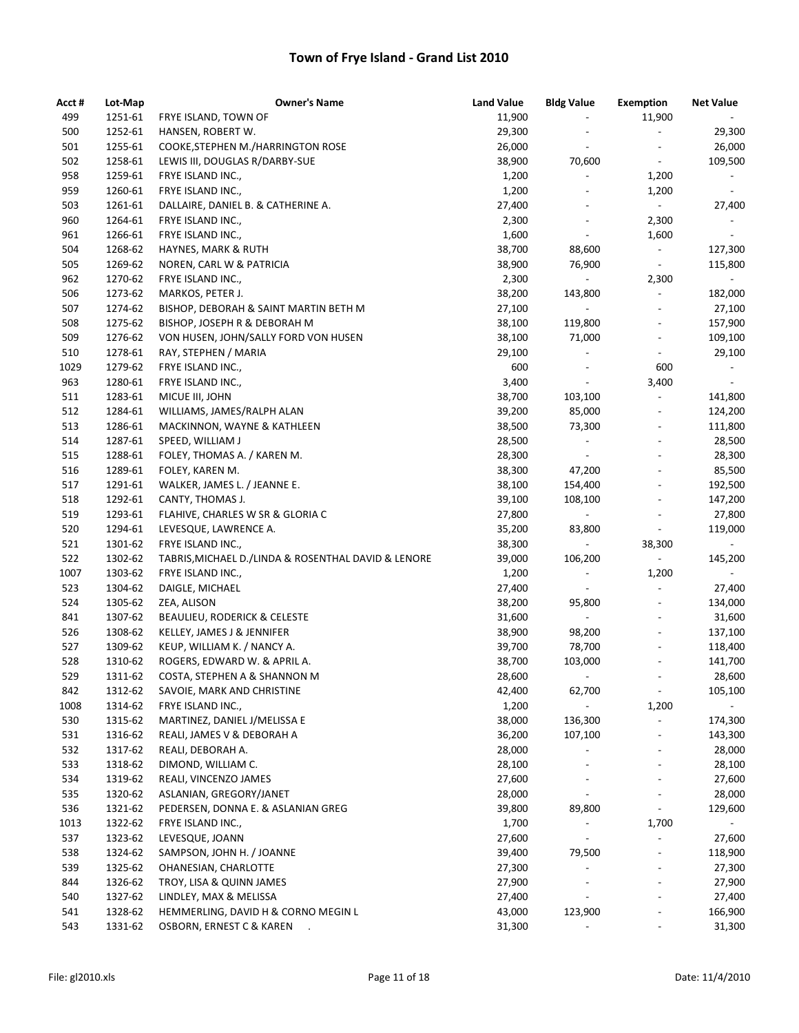# Town of Frye Island - Grand List 2010

| Acct # | Lot-Map | Owner's Name | Land Value | Bldg Value | Exemption | Net Value |
|---|---|---|---|---|---|---|
| 499 | 1251-61 | FRYE ISLAND, TOWN OF | 11,900 | - | 11,900 | - |
| 500 | 1252-61 | HANSEN, ROBERT W. | 29,300 | - | - | 29,300 |
| 501 | 1255-61 | COOKE,STEPHEN M./HARRINGTON ROSE | 26,000 | - | - | 26,000 |
| 502 | 1258-61 | LEWIS III, DOUGLAS R/DARBY-SUE | 38,900 | 70,600 | - | 109,500 |
| 958 | 1259-61 | FRYE ISLAND INC., | 1,200 | - | 1,200 | - |
| 959 | 1260-61 | FRYE ISLAND INC., | 1,200 | - | 1,200 | - |
| 503 | 1261-61 | DALLAIRE, DANIEL B. & CATHERINE A. | 27,400 | - | - | 27,400 |
| 960 | 1264-61 | FRYE ISLAND INC., | 2,300 | - | 2,300 | - |
| 961 | 1266-61 | FRYE ISLAND INC., | 1,600 | - | 1,600 | - |
| 504 | 1268-62 | HAYNES, MARK & RUTH | 38,700 | 88,600 | - | 127,300 |
| 505 | 1269-62 | NOREN, CARL W & PATRICIA | 38,900 | 76,900 | - | 115,800 |
| 962 | 1270-62 | FRYE ISLAND INC., | 2,300 | - | 2,300 | - |
| 506 | 1273-62 | MARKOS, PETER J. | 38,200 | 143,800 | - | 182,000 |
| 507 | 1274-62 | BISHOP, DEBORAH & SAINT MARTIN BETH M | 27,100 | - | - | 27,100 |
| 508 | 1275-62 | BISHOP, JOSEPH R & DEBORAH M | 38,100 | 119,800 | - | 157,900 |
| 509 | 1276-62 | VON HUSEN, JOHN/SALLY FORD VON HUSEN | 38,100 | 71,000 | - | 109,100 |
| 510 | 1278-61 | RAY, STEPHEN / MARIA | 29,100 | - | - | 29,100 |
| 1029 | 1279-62 | FRYE ISLAND INC., | 600 | - | 600 | - |
| 963 | 1280-61 | FRYE ISLAND INC., | 3,400 | - | 3,400 | - |
| 511 | 1283-61 | MICUE III, JOHN | 38,700 | 103,100 | - | 141,800 |
| 512 | 1284-61 | WILLIAMS, JAMES/RALPH ALAN | 39,200 | 85,000 | - | 124,200 |
| 513 | 1286-61 | MACKINNON, WAYNE & KATHLEEN | 38,500 | 73,300 | - | 111,800 |
| 514 | 1287-61 | SPEED, WILLIAM J | 28,500 | - | - | 28,500 |
| 515 | 1288-61 | FOLEY, THOMAS A. / KAREN M. | 28,300 | - | - | 28,300 |
| 516 | 1289-61 | FOLEY, KAREN M. | 38,300 | 47,200 | - | 85,500 |
| 517 | 1291-61 | WALKER, JAMES L. / JEANNE E. | 38,100 | 154,400 | - | 192,500 |
| 518 | 1292-61 | CANTY, THOMAS J. | 39,100 | 108,100 | - | 147,200 |
| 519 | 1293-61 | FLAHIVE, CHARLES W SR & GLORIA C | 27,800 | - | - | 27,800 |
| 520 | 1294-61 | LEVESQUE, LAWRENCE A. | 35,200 | 83,800 | - | 119,000 |
| 521 | 1301-62 | FRYE ISLAND INC., | 38,300 | - | 38,300 | - |
| 522 | 1302-62 | TABRIS,MICHAEL D./LINDA & ROSENTHAL DAVID & LENORE | 39,000 | 106,200 | - | 145,200 |
| 1007 | 1303-62 | FRYE ISLAND INC., | 1,200 | - | 1,200 | - |
| 523 | 1304-62 | DAIGLE, MICHAEL | 27,400 | - | - | 27,400 |
| 524 | 1305-62 | ZEA, ALISON | 38,200 | 95,800 | - | 134,000 |
| 841 | 1307-62 | BEAULIEU, RODERICK & CELESTE | 31,600 | - | - | 31,600 |
| 526 | 1308-62 | KELLEY, JAMES J & JENNIFER | 38,900 | 98,200 | - | 137,100 |
| 527 | 1309-62 | KEUP, WILLIAM K. / NANCY A. | 39,700 | 78,700 | - | 118,400 |
| 528 | 1310-62 | ROGERS, EDWARD W. & APRIL A. | 38,700 | 103,000 | - | 141,700 |
| 529 | 1311-62 | COSTA, STEPHEN A & SHANNON M | 28,600 | - | - | 28,600 |
| 842 | 1312-62 | SAVOIE, MARK AND CHRISTINE | 42,400 | 62,700 | - | 105,100 |
| 1008 | 1314-62 | FRYE ISLAND INC., | 1,200 | - | 1,200 | - |
| 530 | 1315-62 | MARTINEZ, DANIEL J/MELISSA E | 38,000 | 136,300 | - | 174,300 |
| 531 | 1316-62 | REALI, JAMES V & DEBORAH A | 36,200 | 107,100 | - | 143,300 |
| 532 | 1317-62 | REALI, DEBORAH A. | 28,000 | - | - | 28,000 |
| 533 | 1318-62 | DIMOND, WILLIAM C. | 28,100 | - | - | 28,100 |
| 534 | 1319-62 | REALI, VINCENZO JAMES | 27,600 | - | - | 27,600 |
| 535 | 1320-62 | ASLANIAN, GREGORY/JANET | 28,000 | - | - | 28,000 |
| 536 | 1321-62 | PEDERSEN, DONNA E. & ASLANIAN GREG | 39,800 | 89,800 | - | 129,600 |
| 1013 | 1322-62 | FRYE ISLAND INC., | 1,700 | - | 1,700 | - |
| 537 | 1323-62 | LEVESQUE, JOANN | 27,600 | - | - | 27,600 |
| 538 | 1324-62 | SAMPSON, JOHN H. / JOANNE | 39,400 | 79,500 | - | 118,900 |
| 539 | 1325-62 | OHANESIAN, CHARLOTTE | 27,300 | - | - | 27,300 |
| 844 | 1326-62 | TROY, LISA & QUINN JAMES | 27,900 | - | - | 27,900 |
| 540 | 1327-62 | LINDLEY, MAX & MELISSA | 27,400 | - | - | 27,400 |
| 541 | 1328-62 | HEMMERLING, DAVID H & CORNO MEGIN L | 43,000 | 123,900 | - | 166,900 |
| 543 | 1331-62 | OSBORN, ERNEST C & KAREN . | 31,300 | - | - | 31,300 |

File: gl2010.xls Date: 11/4/2010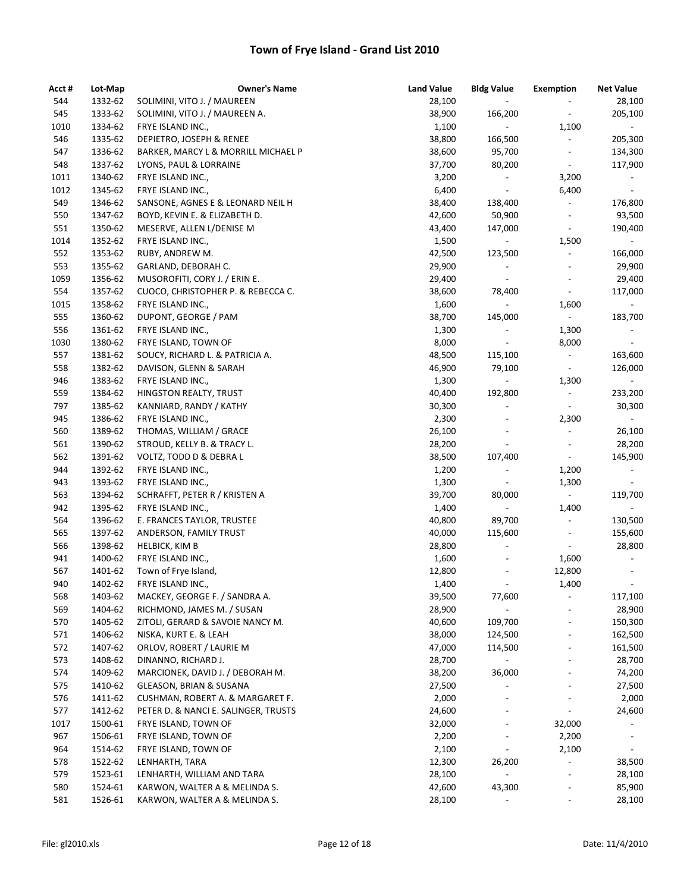# Town of Frye Island - Grand List 2010

| Acct # | Lot-Map | Owner's Name | Land Value | Bldg Value | Exemption | Net Value |
|---|---|---|---|---|---|---|
| 544 | 1332-62 | SOLIMINI, VITO J. / MAUREEN | 28,100 | - | - | 28,100 |
| 545 | 1333-62 | SOLIMINI, VITO J. / MAUREEN A. | 38,900 | 166,200 | - | 205,100 |
| 1010 | 1334-62 | FRYE ISLAND INC., | 1,100 | - | 1,100 | - |
| 546 | 1335-62 | DEPIETRO, JOSEPH & RENEE | 38,800 | 166,500 | - | 205,300 |
| 547 | 1336-62 | BARKER, MARCY L & MORRILL MICHAEL P | 38,600 | 95,700 | - | 134,300 |
| 548 | 1337-62 | LYONS, PAUL & LORRAINE | 37,700 | 80,200 | - | 117,900 |
| 1011 | 1340-62 | FRYE ISLAND INC., | 3,200 | - | 3,200 | - |
| 1012 | 1345-62 | FRYE ISLAND INC., | 6,400 | - | 6,400 | - |
| 549 | 1346-62 | SANSONE, AGNES E & LEONARD NEIL H | 38,400 | 138,400 | - | 176,800 |
| 550 | 1347-62 | BOYD, KEVIN E. & ELIZABETH D. | 42,600 | 50,900 | - | 93,500 |
| 551 | 1350-62 | MESERVE, ALLEN L/DENISE M | 43,400 | 147,000 | - | 190,400 |
| 1014 | 1352-62 | FRYE ISLAND INC., | 1,500 | - | 1,500 | - |
| 552 | 1353-62 | RUBY, ANDREW M. | 42,500 | 123,500 | - | 166,000 |
| 553 | 1355-62 | GARLAND, DEBORAH C. | 29,900 | - | - | 29,900 |
| 1059 | 1356-62 | MUSOROFITI, CORY J. / ERIN E. | 29,400 | - | - | 29,400 |
| 554 | 1357-62 | CUOCO, CHRISTOPHER P. & REBECCA C. | 38,600 | 78,400 | - | 117,000 |
| 1015 | 1358-62 | FRYE ISLAND INC., | 1,600 | - | 1,600 | - |
| 555 | 1360-62 | DUPONT, GEORGE / PAM | 38,700 | 145,000 | - | 183,700 |
| 556 | 1361-62 | FRYE ISLAND INC., | 1,300 | - | 1,300 | - |
| 1030 | 1380-62 | FRYE ISLAND, TOWN OF | 8,000 | - | 8,000 | - |
| 557 | 1381-62 | SOUCY, RICHARD L. & PATRICIA A. | 48,500 | 115,100 | - | 163,600 |
| 558 | 1382-62 | DAVISON, GLENN & SARAH | 46,900 | 79,100 | - | 126,000 |
| 946 | 1383-62 | FRYE ISLAND INC., | 1,300 | - | 1,300 | - |
| 559 | 1384-62 | HINGSTON REALTY, TRUST | 40,400 | 192,800 | - | 233,200 |
| 797 | 1385-62 | KANNIARD, RANDY / KATHY | 30,300 | - | - | 30,300 |
| 945 | 1386-62 | FRYE ISLAND INC., | 2,300 | - | 2,300 | - |
| 560 | 1389-62 | THOMAS, WILLIAM / GRACE | 26,100 | - | - | 26,100 |
| 561 | 1390-62 | STROUD, KELLY B. & TRACY L. | 28,200 | - | - | 28,200 |
| 562 | 1391-62 | VOLTZ, TODD D & DEBRA L | 38,500 | 107,400 | - | 145,900 |
| 944 | 1392-62 | FRYE ISLAND INC., | 1,200 | - | 1,200 | - |
| 943 | 1393-62 | FRYE ISLAND INC., | 1,300 | - | 1,300 | - |
| 563 | 1394-62 | SCHRAFFT, PETER R / KRISTEN A | 39,700 | 80,000 | - | 119,700 |
| 942 | 1395-62 | FRYE ISLAND INC., | 1,400 | - | 1,400 | - |
| 564 | 1396-62 | E. FRANCES TAYLOR, TRUSTEE | 40,800 | 89,700 | - | 130,500 |
| 565 | 1397-62 | ANDERSON, FAMILY TRUST | 40,000 | 115,600 | - | 155,600 |
| 566 | 1398-62 | HELBICK, KIM B | 28,800 | - | - | 28,800 |
| 941 | 1400-62 | FRYE ISLAND INC., | 1,600 | - | 1,600 | - |
| 567 | 1401-62 | Town of Frye Island, | 12,800 | - | 12,800 | - |
| 940 | 1402-62 | FRYE ISLAND INC., | 1,400 | - | 1,400 | - |
| 568 | 1403-62 | MACKEY, GEORGE F. / SANDRA A. | 39,500 | 77,600 | - | 117,100 |
| 569 | 1404-62 | RICHMOND, JAMES M. / SUSAN | 28,900 | - | - | 28,900 |
| 570 | 1405-62 | ZITOLI, GERARD & SAVOIE NANCY M. | 40,600 | 109,700 | - | 150,300 |
| 571 | 1406-62 | NISKA, KURT E. & LEAH | 38,000 | 124,500 | - | 162,500 |
| 572 | 1407-62 | ORLOV, ROBERT / LAURIE M | 47,000 | 114,500 | - | 161,500 |
| 573 | 1408-62 | DINANNO, RICHARD J. | 28,700 | - | - | 28,700 |
| 574 | 1409-62 | MARCIONEK, DAVID J. / DEBORAH M. | 38,200 | 36,000 | - | 74,200 |
| 575 | 1410-62 | GLEASON, BRIAN & SUSANA | 27,500 | - | - | 27,500 |
| 576 | 1411-62 | CUSHMAN, ROBERT A. & MARGARET F. | 2,000 | - | - | 2,000 |
| 577 | 1412-62 | PETER D. & NANCI E. SALINGER, TRUSTS | 24,600 | - | - | 24,600 |
| 1017 | 1500-61 | FRYE ISLAND, TOWN OF | 32,000 | - | 32,000 | - |
| 967 | 1506-61 | FRYE ISLAND, TOWN OF | 2,200 | - | 2,200 | - |
| 964 | 1514-62 | FRYE ISLAND, TOWN OF | 2,100 | - | 2,100 | - |
| 578 | 1522-62 | LENHARTH, TARA | 12,300 | 26,200 | - | 38,500 |
| 579 | 1523-61 | LENHARTH, WILLIAM AND TARA | 28,100 | - | - | 28,100 |
| 580 | 1524-61 | KARWON, WALTER A & MELINDA S. | 42,600 | 43,300 | - | 85,900 |
| 581 | 1526-61 | KARWON, WALTER A & MELINDA S. | 28,100 | - | - | 28,100 |

File: gl2010.xls Date: 11/4/2010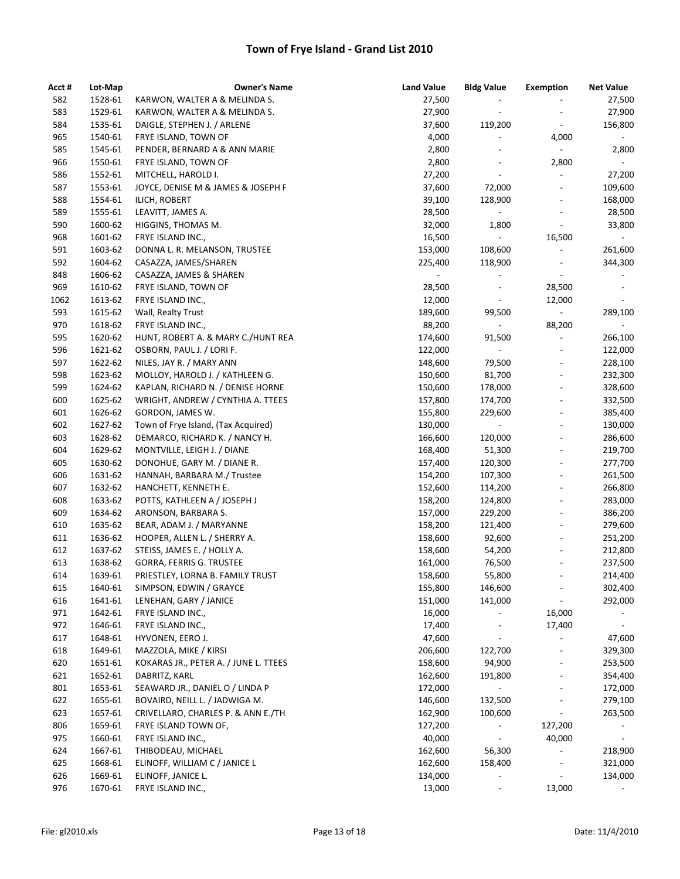# Town of Frye Island - Grand List 2010

| Acct # | Lot-Map | Owner's Name | Land Value | Bldg Value | Exemption | Net Value |
|---|---|---|---|---|---|---|
| 582 | 1528-61 | KARWON, WALTER A & MELINDA S. | 27,500 | - | - | 27,500 |
| 583 | 1529-61 | KARWON, WALTER A & MELINDA S. | 27,900 | - | - | 27,900 |
| 584 | 1535-61 | DAIGLE, STEPHEN J. / ARLENE | 37,600 | 119,200 | - | 156,800 |
| 965 | 1540-61 | FRYE ISLAND, TOWN OF | 4,000 | - | 4,000 | - |
| 585 | 1545-61 | PENDER, BERNARD A & ANN MARIE | 2,800 | - | - | 2,800 |
| 966 | 1550-61 | FRYE ISLAND, TOWN OF | 2,800 | - | 2,800 | - |
| 586 | 1552-61 | MITCHELL, HAROLD I. | 27,200 | - | - | 27,200 |
| 587 | 1553-61 | JOYCE, DENISE M & JAMES & JOSEPH F | 37,600 | 72,000 | - | 109,600 |
| 588 | 1554-61 | ILICH, ROBERT | 39,100 | 128,900 | - | 168,000 |
| 589 | 1555-61 | LEAVITT, JAMES A. | 28,500 | - | - | 28,500 |
| 590 | 1600-62 | HIGGINS, THOMAS M. | 32,000 | 1,800 | - | 33,800 |
| 968 | 1601-62 | FRYE ISLAND INC., | 16,500 | - | 16,500 | - |
| 591 | 1603-62 | DONNA L. R. MELANSON, TRUSTEE | 153,000 | 108,600 | - | 261,600 |
| 592 | 1604-62 | CASAZZA, JAMES/SHAREN | 225,400 | 118,900 | - | 344,300 |
| 848 | 1606-62 | CASAZZA, JAMES & SHAREN | - | - | - | - |
| 969 | 1610-62 | FRYE ISLAND, TOWN OF | 28,500 | - | 28,500 | - |
| 1062 | 1613-62 | FRYE ISLAND INC., | 12,000 | - | 12,000 | - |
| 593 | 1615-62 | Wall, Realty Trust | 189,600 | 99,500 | - | 289,100 |
| 970 | 1618-62 | FRYE ISLAND INC., | 88,200 | - | 88,200 | - |
| 595 | 1620-62 | HUNT, ROBERT A. & MARY C./HUNT REA | 174,600 | 91,500 | - | 266,100 |
| 596 | 1621-62 | OSBORN, PAUL J. / LORI F. | 122,000 | - | - | 122,000 |
| 597 | 1622-62 | NILES, JAY R. / MARY ANN | 148,600 | 79,500 | - | 228,100 |
| 598 | 1623-62 | MOLLOY, HAROLD J. / KATHLEEN G. | 150,600 | 81,700 | - | 232,300 |
| 599 | 1624-62 | KAPLAN, RICHARD N. / DENISE HORNE | 150,600 | 178,000 | - | 328,600 |
| 600 | 1625-62 | WRIGHT, ANDREW / CYNTHIA A. TTEES | 157,800 | 174,700 | - | 332,500 |
| 601 | 1626-62 | GORDON, JAMES W. | 155,800 | 229,600 | - | 385,400 |
| 602 | 1627-62 | Town of Frye Island, (Tax Acquired) | 130,000 | - | - | 130,000 |
| 603 | 1628-62 | DEMARCO, RICHARD K. / NANCY H. | 166,600 | 120,000 | - | 286,600 |
| 604 | 1629-62 | MONTVILLE, LEIGH J. / DIANE | 168,400 | 51,300 | - | 219,700 |
| 605 | 1630-62 | DONOHUE, GARY M. / DIANE R. | 157,400 | 120,300 | - | 277,700 |
| 606 | 1631-62 | HANNAH, BARBARA M./ Trustee | 154,200 | 107,300 | - | 261,500 |
| 607 | 1632-62 | HANCHETT, KENNETH E. | 152,600 | 114,200 | - | 266,800 |
| 608 | 1633-62 | POTTS, KATHLEEN A / JOSEPH J | 158,200 | 124,800 | - | 283,000 |
| 609 | 1634-62 | ARONSON, BARBARA S. | 157,000 | 229,200 | - | 386,200 |
| 610 | 1635-62 | BEAR, ADAM J. / MARYANNE | 158,200 | 121,400 | - | 279,600 |
| 611 | 1636-62 | HOOPER, ALLEN L. / SHERRY A. | 158,600 | 92,600 | - | 251,200 |
| 612 | 1637-62 | STEISS, JAMES E. / HOLLY A. | 158,600 | 54,200 | - | 212,800 |
| 613 | 1638-62 | GORRA, FERRIS G. TRUSTEE | 161,000 | 76,500 | - | 237,500 |
| 614 | 1639-61 | PRIESTLEY, LORNA B. FAMILY TRUST | 158,600 | 55,800 | - | 214,400 |
| 615 | 1640-61 | SIMPSON, EDWIN / GRAYCE | 155,800 | 146,600 | - | 302,400 |
| 616 | 1641-61 | LENEHAN, GARY / JANICE | 151,000 | 141,000 | - | 292,000 |
| 971 | 1642-61 | FRYE ISLAND INC., | 16,000 | - | 16,000 | - |
| 972 | 1646-61 | FRYE ISLAND INC., | 17,400 | - | 17,400 | - |
| 617 | 1648-61 | HYVONEN, EERO J. | 47,600 | - | - | 47,600 |
| 618 | 1649-61 | MAZZOLA, MIKE / KIRSI | 206,600 | 122,700 | - | 329,300 |
| 620 | 1651-61 | KOKARAS JR., PETER A. / JUNE L. TTEES | 158,600 | 94,900 | - | 253,500 |
| 621 | 1652-61 | DABRITZ, KARL | 162,600 | 191,800 | - | 354,400 |
| 801 | 1653-61 | SEAWARD JR., DANIEL O / LINDA P | 172,000 | - | - | 172,000 |
| 622 | 1655-61 | BOVAIRD, NEILL L. / JADWIGA M. | 146,600 | 132,500 | - | 279,100 |
| 623 | 1657-61 | CRIVELLARO, CHARLES P. & ANN E./TH | 162,900 | 100,600 | - | 263,500 |
| 806 | 1659-61 | FRYE ISLAND TOWN OF, | 127,200 | - | 127,200 | - |
| 975 | 1660-61 | FRYE ISLAND INC., | 40,000 | - | 40,000 | - |
| 624 | 1667-61 | THIBODEAU, MICHAEL | 162,600 | 56,300 | - | 218,900 |
| 625 | 1668-61 | ELINOFF, WILLIAM C / JANICE L | 162,600 | 158,400 | - | 321,000 |
| 626 | 1669-61 | ELINOFF, JANICE L. | 134,000 | - | - | 134,000 |
| 976 | 1670-61 | FRYE ISLAND INC., | 13,000 | - | 13,000 | - |

File: gl2010.xls | Date: 11/4/2010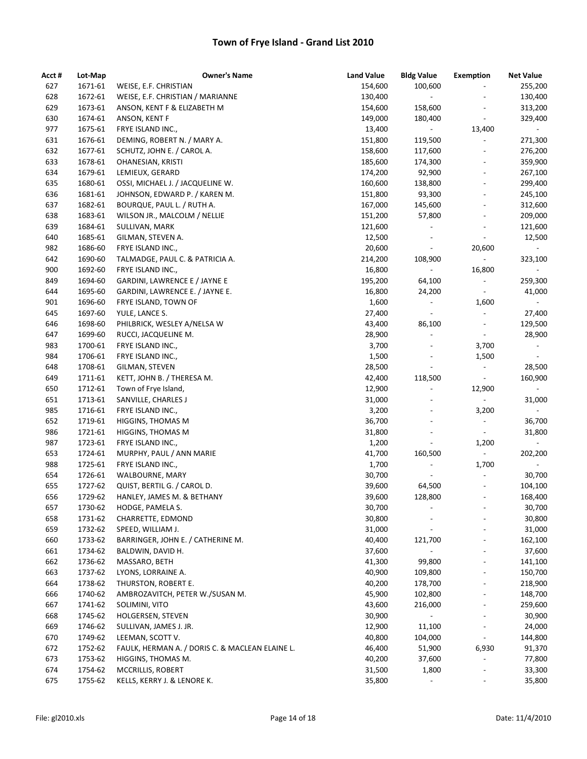# Town of Frye Island - Grand List 2010

| Acct # | Lot-Map | Owner's Name | Land Value | Bldg Value | Exemption | Net Value |
|---|---|---|---|---|---|---|
| 627 | 1671-61 | WEISE, E.F. CHRISTIAN | 154,600 | 100,600 | - | 255,200 |
| 628 | 1672-61 | WEISE, E.F. CHRISTIAN / MARIANNE | 130,400 | - | - | 130,400 |
| 629 | 1673-61 | ANSON, KENT F & ELIZABETH M | 154,600 | 158,600 | - | 313,200 |
| 630 | 1674-61 | ANSON, KENT F | 149,000 | 180,400 | - | 329,400 |
| 977 | 1675-61 | FRYE ISLAND INC., | 13,400 | - | 13,400 | - |
| 631 | 1676-61 | DEMING, ROBERT N. / MARY A. | 151,800 | 119,500 | - | 271,300 |
| 632 | 1677-61 | SCHUTZ, JOHN E. / CAROL A. | 158,600 | 117,600 | - | 276,200 |
| 633 | 1678-61 | OHANESIAN, KRISTI | 185,600 | 174,300 | - | 359,900 |
| 634 | 1679-61 | LEMIEUX, GERARD | 174,200 | 92,900 | - | 267,100 |
| 635 | 1680-61 | OSSI, MICHAEL J. / JACQUELINE W. | 160,600 | 138,800 | - | 299,400 |
| 636 | 1681-61 | JOHNSON, EDWARD P. / KAREN M. | 151,800 | 93,300 | - | 245,100 |
| 637 | 1682-61 | BOURQUE, PAUL L. / RUTH A. | 167,000 | 145,600 | - | 312,600 |
| 638 | 1683-61 | WILSON JR., MALCOLM / NELLIE | 151,200 | 57,800 | - | 209,000 |
| 639 | 1684-61 | SULLIVAN, MARK | 121,600 | - | - | 121,600 |
| 640 | 1685-61 | GILMAN, STEVEN A. | 12,500 | - | - | 12,500 |
| 982 | 1686-60 | FRYE ISLAND INC., | 20,600 | - | 20,600 | - |
| 642 | 1690-60 | TALMADGE, PAUL C. & PATRICIA A. | 214,200 | 108,900 | - | 323,100 |
| 900 | 1692-60 | FRYE ISLAND INC., | 16,800 | - | 16,800 | - |
| 849 | 1694-60 | GARDINI, LAWRENCE E / JAYNE E | 195,200 | 64,100 | - | 259,300 |
| 644 | 1695-60 | GARDINI, LAWRENCE E. / JAYNE E. | 16,800 | 24,200 | - | 41,000 |
| 901 | 1696-60 | FRYE ISLAND, TOWN OF | 1,600 | - | 1,600 | - |
| 645 | 1697-60 | YULE, LANCE S. | 27,400 | - | - | 27,400 |
| 646 | 1698-60 | PHILBRICK, WESLEY A/NELSA W | 43,400 | 86,100 | - | 129,500 |
| 647 | 1699-60 | RUCCI, JACQUELINE M. | 28,900 | - | - | 28,900 |
| 983 | 1700-61 | FRYE ISLAND INC., | 3,700 | - | 3,700 | - |
| 984 | 1706-61 | FRYE ISLAND INC., | 1,500 | - | 1,500 | - |
| 648 | 1708-61 | GILMAN, STEVEN | 28,500 | - | - | 28,500 |
| 649 | 1711-61 | KETT, JOHN B. / THERESA M. | 42,400 | 118,500 | - | 160,900 |
| 650 | 1712-61 | Town of Frye Island, | 12,900 | - | 12,900 | - |
| 651 | 1713-61 | SANVILLE, CHARLES J | 31,000 | - | - | 31,000 |
| 985 | 1716-61 | FRYE ISLAND INC., | 3,200 | - | 3,200 | - |
| 652 | 1719-61 | HIGGINS, THOMAS M | 36,700 | - | - | 36,700 |
| 986 | 1721-61 | HIGGINS, THOMAS M | 31,800 | - | - | 31,800 |
| 987 | 1723-61 | FRYE ISLAND INC., | 1,200 | - | 1,200 | - |
| 653 | 1724-61 | MURPHY, PAUL / ANN MARIE | 41,700 | 160,500 | - | 202,200 |
| 988 | 1725-61 | FRYE ISLAND INC., | 1,700 | - | 1,700 | - |
| 654 | 1726-61 | WALBOURNE, MARY | 30,700 | - | - | 30,700 |
| 655 | 1727-62 | QUIST, BERTIL G. / CAROL D. | 39,600 | 64,500 | - | 104,100 |
| 656 | 1729-62 | HANLEY, JAMES M. & BETHANY | 39,600 | 128,800 | - | 168,400 |
| 657 | 1730-62 | HODGE, PAMELA S. | 30,700 | - | - | 30,700 |
| 658 | 1731-62 | CHARRETTE, EDMOND | 30,800 | - | - | 30,800 |
| 659 | 1732-62 | SPEED, WILLIAM J. | 31,000 | - | - | 31,000 |
| 660 | 1733-62 | BARRINGER, JOHN E. / CATHERINE M. | 40,400 | 121,700 | - | 162,100 |
| 661 | 1734-62 | BALDWIN, DAVID H. | 37,600 | - | - | 37,600 |
| 662 | 1736-62 | MASSARO, BETH | 41,300 | 99,800 | - | 141,100 |
| 663 | 1737-62 | LYONS, LORRAINE A. | 40,900 | 109,800 | - | 150,700 |
| 664 | 1738-62 | THURSTON, ROBERT E. | 40,200 | 178,700 | - | 218,900 |
| 666 | 1740-62 | AMBROZAVITCH, PETER W./SUSAN M. | 45,900 | 102,800 | - | 148,700 |
| 667 | 1741-62 | SOLIMINI, VITO | 43,600 | 216,000 | - | 259,600 |
| 668 | 1745-62 | HOLGERSEN, STEVEN | 30,900 | - | - | 30,900 |
| 669 | 1746-62 | SULLIVAN, JAMES J. JR. | 12,900 | 11,100 | - | 24,000 |
| 670 | 1749-62 | LEEMAN, SCOTT V. | 40,800 | 104,000 | - | 144,800 |
| 672 | 1752-62 | FAULK, HERMAN A. / DORIS C. & MACLEAN ELAINE L. | 46,400 | 51,900 | 6,930 | 91,370 |
| 673 | 1753-62 | HIGGINS, THOMAS M. | 40,200 | 37,600 | - | 77,800 |
| 674 | 1754-62 | MCCRILLIS, ROBERT | 31,500 | 1,800 | - | 33,300 |
| 675 | 1755-62 | KELLS, KERRY J. & LENORE K. | 35,800 | - | - | 35,800 |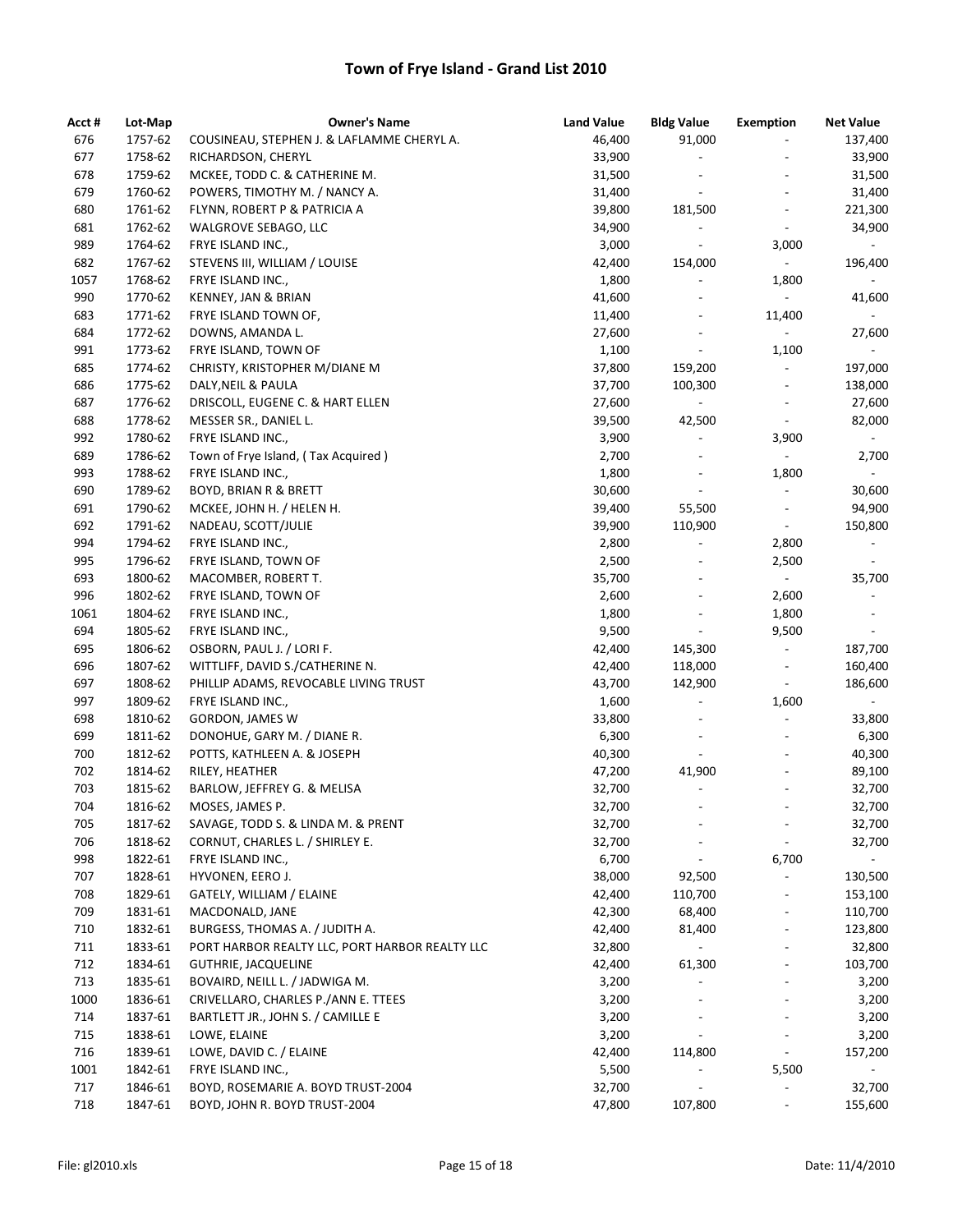# Town of Frye Island - Grand List 2010

| Acct # | Lot-Map | Owner's Name | Land Value | Bldg Value | Exemption | Net Value |
|---|---|---|---|---|---|---|
| 676 | 1757-62 | COUSINEAU, STEPHEN J. & LAFLAMME CHERYL A. | 46,400 | 91,000 | - | 137,400 |
| 677 | 1758-62 | RICHARDSON, CHERYL | 33,900 | - | - | 33,900 |
| 678 | 1759-62 | MCKEE, TODD C. & CATHERINE M. | 31,500 | - | - | 31,500 |
| 679 | 1760-62 | POWERS, TIMOTHY M. / NANCY A. | 31,400 | - | - | 31,400 |
| 680 | 1761-62 | FLYNN, ROBERT P & PATRICIA A | 39,800 | 181,500 | - | 221,300 |
| 681 | 1762-62 | WALGROVE SEBAGO, LLC | 34,900 | - | - | 34,900 |
| 989 | 1764-62 | FRYE ISLAND INC., | 3,000 | - | 3,000 | - |
| 682 | 1767-62 | STEVENS III, WILLIAM / LOUISE | 42,400 | 154,000 | - | 196,400 |
| 1057 | 1768-62 | FRYE ISLAND INC., | 1,800 | - | 1,800 | - |
| 990 | 1770-62 | KENNEY, JAN & BRIAN | 41,600 | - | - | 41,600 |
| 683 | 1771-62 | FRYE ISLAND TOWN OF, | 11,400 | - | 11,400 | - |
| 684 | 1772-62 | DOWNS, AMANDA L. | 27,600 | - | - | 27,600 |
| 991 | 1773-62 | FRYE ISLAND, TOWN OF | 1,100 | - | 1,100 | - |
| 685 | 1774-62 | CHRISTY, KRISTOPHER M/DIANE M | 37,800 | 159,200 | - | 197,000 |
| 686 | 1775-62 | DALY,NEIL & PAULA | 37,700 | 100,300 | - | 138,000 |
| 687 | 1776-62 | DRISCOLL, EUGENE C. & HART ELLEN | 27,600 | - | - | 27,600 |
| 688 | 1778-62 | MESSER SR., DANIEL L. | 39,500 | 42,500 | - | 82,000 |
| 992 | 1780-62 | FRYE ISLAND INC., | 3,900 | - | 3,900 | - |
| 689 | 1786-62 | Town of Frye Island, ( Tax Acquired ) | 2,700 | - | - | 2,700 |
| 993 | 1788-62 | FRYE ISLAND INC., | 1,800 | - | 1,800 | - |
| 690 | 1789-62 | BOYD, BRIAN R & BRETT | 30,600 | - | - | 30,600 |
| 691 | 1790-62 | MCKEE, JOHN H. / HELEN H. | 39,400 | 55,500 | - | 94,900 |
| 692 | 1791-62 | NADEAU, SCOTT/JULIE | 39,900 | 110,900 | - | 150,800 |
| 994 | 1794-62 | FRYE ISLAND INC., | 2,800 | - | 2,800 | - |
| 995 | 1796-62 | FRYE ISLAND, TOWN OF | 2,500 | - | 2,500 | - |
| 693 | 1800-62 | MACOMBER, ROBERT T. | 35,700 | - | - | 35,700 |
| 996 | 1802-62 | FRYE ISLAND, TOWN OF | 2,600 | - | 2,600 | - |
| 1061 | 1804-62 | FRYE ISLAND INC., | 1,800 | - | 1,800 | - |
| 694 | 1805-62 | FRYE ISLAND INC., | 9,500 | - | 9,500 | - |
| 695 | 1806-62 | OSBORN, PAUL J. / LORI F. | 42,400 | 145,300 | - | 187,700 |
| 696 | 1807-62 | WITTLIFF, DAVID S./CATHERINE N. | 42,400 | 118,000 | - | 160,400 |
| 697 | 1808-62 | PHILLIP ADAMS, REVOCABLE LIVING TRUST | 43,700 | 142,900 | - | 186,600 |
| 997 | 1809-62 | FRYE ISLAND INC., | 1,600 | - | 1,600 | - |
| 698 | 1810-62 | GORDON, JAMES W | 33,800 | - | - | 33,800 |
| 699 | 1811-62 | DONOHUE, GARY M. / DIANE R. | 6,300 | - | - | 6,300 |
| 700 | 1812-62 | POTTS, KATHLEEN A. & JOSEPH | 40,300 | - | - | 40,300 |
| 702 | 1814-62 | RILEY, HEATHER | 47,200 | 41,900 | - | 89,100 |
| 703 | 1815-62 | BARLOW, JEFFREY G. & MELISA | 32,700 | - | - | 32,700 |
| 704 | 1816-62 | MOSES, JAMES P. | 32,700 | - | - | 32,700 |
| 705 | 1817-62 | SAVAGE, TODD S. & LINDA M. & PRENT | 32,700 | - | - | 32,700 |
| 706 | 1818-62 | CORNUT, CHARLES L. / SHIRLEY E. | 32,700 | - | - | 32,700 |
| 998 | 1822-61 | FRYE ISLAND INC., | 6,700 | - | 6,700 | - |
| 707 | 1828-61 | HYVONEN, EERO J. | 38,000 | 92,500 | - | 130,500 |
| 708 | 1829-61 | GATELY, WILLIAM / ELAINE | 42,400 | 110,700 | - | 153,100 |
| 709 | 1831-61 | MACDONALD, JANE | 42,300 | 68,400 | - | 110,700 |
| 710 | 1832-61 | BURGESS, THOMAS A. / JUDITH A. | 42,400 | 81,400 | - | 123,800 |
| 711 | 1833-61 | PORT HARBOR REALTY LLC, PORT HARBOR REALTY LLC | 32,800 | - | - | 32,800 |
| 712 | 1834-61 | GUTHRIE, JACQUELINE | 42,400 | 61,300 | - | 103,700 |
| 713 | 1835-61 | BOVAIRD, NEILL L. / JADWIGA M. | 3,200 | - | - | 3,200 |
| 1000 | 1836-61 | CRIVELLARO, CHARLES P./ANN E. TTEES | 3,200 | - | - | 3,200 |
| 714 | 1837-61 | BARTLETT JR., JOHN S. / CAMILLE E | 3,200 | - | - | 3,200 |
| 715 | 1838-61 | LOWE, ELAINE | 3,200 | - | - | 3,200 |
| 716 | 1839-61 | LOWE, DAVID C. / ELAINE | 42,400 | 114,800 | - | 157,200 |
| 1001 | 1842-61 | FRYE ISLAND INC., | 5,500 | - | 5,500 | - |
| 717 | 1846-61 | BOYD, ROSEMARIE A. BOYD TRUST-2004 | 32,700 | - | - | 32,700 |
| 718 | 1847-61 | BOYD, JOHN R. BOYD TRUST-2004 | 47,800 | 107,800 | - | 155,600 |

File: gl2010.xls | Date: 11/4/2010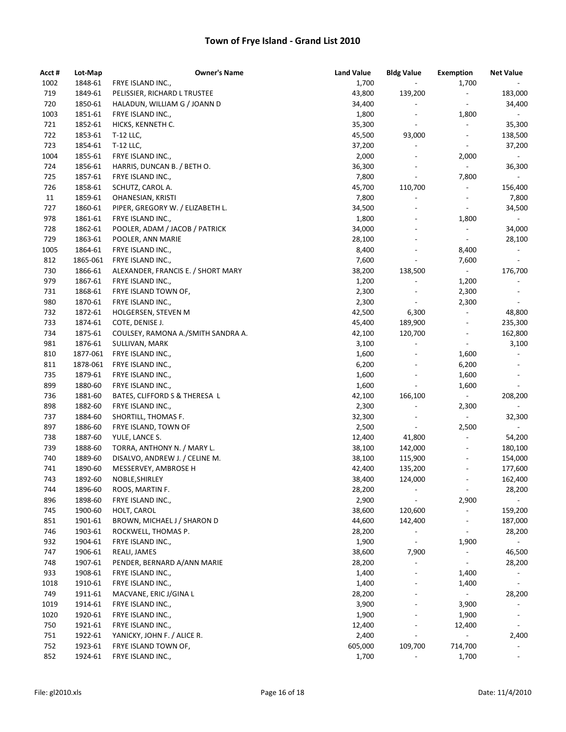# Town of Frye Island - Grand List 2010

| Acct # | Lot-Map | Owner's Name | Land Value | Bldg Value | Exemption | Net Value |
|---|---|---|---|---|---|---|
| 1002 | 1848-61 | FRYE ISLAND INC., | 1,700 | - | 1,700 | - |
| 719 | 1849-61 | PELISSIER, RICHARD L TRUSTEE | 43,800 | 139,200 | - | 183,000 |
| 720 | 1850-61 | HALADUN, WILLIAM G / JOANN D | 34,400 | - | - | 34,400 |
| 1003 | 1851-61 | FRYE ISLAND INC., | 1,800 | - | 1,800 | - |
| 721 | 1852-61 | HICKS, KENNETH C. | 35,300 | - | - | 35,300 |
| 722 | 1853-61 | T-12 LLC, | 45,500 | 93,000 | - | 138,500 |
| 723 | 1854-61 | T-12 LLC, | 37,200 | - | - | 37,200 |
| 1004 | 1855-61 | FRYE ISLAND INC., | 2,000 | - | 2,000 | - |
| 724 | 1856-61 | HARRIS, DUNCAN B. / BETH O. | 36,300 | - | - | 36,300 |
| 725 | 1857-61 | FRYE ISLAND INC., | 7,800 | - | 7,800 | - |
| 726 | 1858-61 | SCHUTZ, CAROL A. | 45,700 | 110,700 | - | 156,400 |
| 11 | 1859-61 | OHANESIAN, KRISTI | 7,800 | - | - | 7,800 |
| 727 | 1860-61 | PIPER, GREGORY W. / ELIZABETH L. | 34,500 | - | - | 34,500 |
| 978 | 1861-61 | FRYE ISLAND INC., | 1,800 | - | 1,800 | - |
| 728 | 1862-61 | POOLER, ADAM / JACOB / PATRICK | 34,000 | - | - | 34,000 |
| 729 | 1863-61 | POOLER, ANN MARIE | 28,100 | - | - | 28,100 |
| 1005 | 1864-61 | FRYE ISLAND INC., | 8,400 | - | 8,400 | - |
| 812 | 1865-061 | FRYE ISLAND INC., | 7,600 | - | 7,600 | - |
| 730 | 1866-61 | ALEXANDER, FRANCIS E. / SHORT MARY | 38,200 | 138,500 | - | 176,700 |
| 979 | 1867-61 | FRYE ISLAND INC., | 1,200 | - | 1,200 | - |
| 731 | 1868-61 | FRYE ISLAND TOWN OF, | 2,300 | - | 2,300 | - |
| 980 | 1870-61 | FRYE ISLAND INC., | 2,300 | - | 2,300 | - |
| 732 | 1872-61 | HOLGERSEN, STEVEN M | 42,500 | 6,300 | - | 48,800 |
| 733 | 1874-61 | COTE, DENISE J. | 45,400 | 189,900 | - | 235,300 |
| 734 | 1875-61 | COULSEY, RAMONA A./SMITH SANDRA A. | 42,100 | 120,700 | - | 162,800 |
| 981 | 1876-61 | SULLIVAN, MARK | 3,100 | - | - | 3,100 |
| 810 | 1877-061 | FRYE ISLAND INC., | 1,600 | - | 1,600 | - |
| 811 | 1878-061 | FRYE ISLAND INC., | 6,200 | - | 6,200 | - |
| 735 | 1879-61 | FRYE ISLAND INC., | 1,600 | - | 1,600 | - |
| 899 | 1880-60 | FRYE ISLAND INC., | 1,600 | - | 1,600 | - |
| 736 | 1881-60 | BATES, CLIFFORD S & THERESA L | 42,100 | 166,100 | - | 208,200 |
| 898 | 1882-60 | FRYE ISLAND INC., | 2,300 | - | 2,300 | - |
| 737 | 1884-60 | SHORTILL, THOMAS F. | 32,300 | - | - | 32,300 |
| 897 | 1886-60 | FRYE ISLAND, TOWN OF | 2,500 | - | 2,500 | - |
| 738 | 1887-60 | YULE, LANCE S. | 12,400 | 41,800 | - | 54,200 |
| 739 | 1888-60 | TORRA, ANTHONY N. / MARY L. | 38,100 | 142,000 | - | 180,100 |
| 740 | 1889-60 | DISALVO, ANDREW J. / CELINE M. | 38,100 | 115,900 | - | 154,000 |
| 741 | 1890-60 | MESSERVEY, AMBROSE H | 42,400 | 135,200 | - | 177,600 |
| 743 | 1892-60 | NOBLE,SHIRLEY | 38,400 | 124,000 | - | 162,400 |
| 744 | 1896-60 | ROOS, MARTIN F. | 28,200 | - | - | 28,200 |
| 896 | 1898-60 | FRYE ISLAND INC., | 2,900 | - | 2,900 | - |
| 745 | 1900-60 | HOLT, CAROL | 38,600 | 120,600 | - | 159,200 |
| 851 | 1901-61 | BROWN, MICHAEL J / SHARON D | 44,600 | 142,400 | - | 187,000 |
| 746 | 1903-61 | ROCKWELL, THOMAS P. | 28,200 | - | - | 28,200 |
| 932 | 1904-61 | FRYE ISLAND INC., | 1,900 | - | 1,900 | - |
| 747 | 1906-61 | REALI, JAMES | 38,600 | 7,900 | - | 46,500 |
| 748 | 1907-61 | PENDER, BERNARD A/ANN MARIE | 28,200 | - | - | 28,200 |
| 933 | 1908-61 | FRYE ISLAND INC., | 1,400 | - | 1,400 | - |
| 1018 | 1910-61 | FRYE ISLAND INC., | 1,400 | - | 1,400 | - |
| 749 | 1911-61 | MACVANE, ERIC J/GINA L | 28,200 | - | - | 28,200 |
| 1019 | 1914-61 | FRYE ISLAND INC., | 3,900 | - | 3,900 | - |
| 1020 | 1920-61 | FRYE ISLAND INC., | 1,900 | - | 1,900 | - |
| 750 | 1921-61 | FRYE ISLAND INC., | 12,400 | - | 12,400 | - |
| 751 | 1922-61 | YANICKY, JOHN F. / ALICE R. | 2,400 | - | - | 2,400 |
| 752 | 1923-61 | FRYE ISLAND TOWN OF, | 605,000 | 109,700 | 714,700 | - |
| 852 | 1924-61 | FRYE ISLAND INC., | 1,700 | - | 1,700 | - |

File: gl2010.xls | Date: 11/4/2010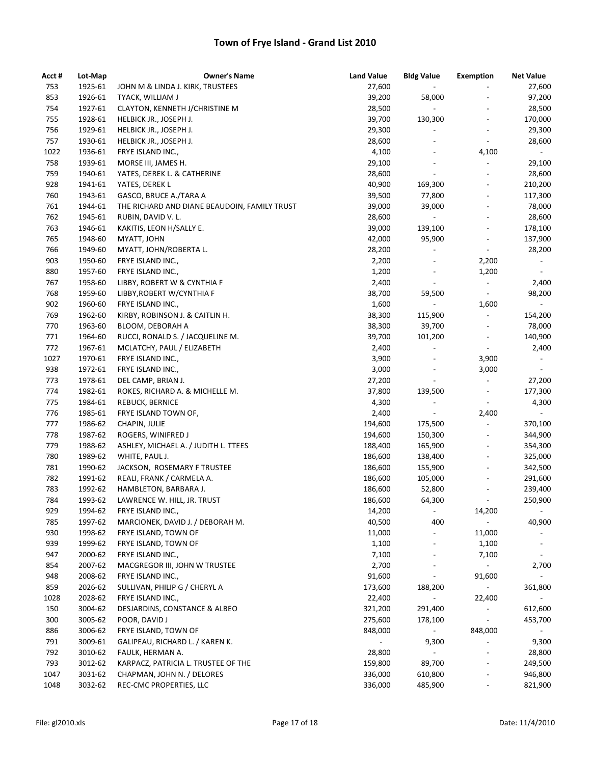# Town of Frye Island - Grand List 2010

| Acct # | Lot-Map | Owner's Name | Land Value | Bldg Value | Exemption | Net Value |
|---|---|---|---|---|---|---|
| 753 | 1925-61 | JOHN M & LINDA J. KIRK, TRUSTEES | 27,600 | - | - | 27,600 |
| 853 | 1926-61 | TYACK, WILLIAM J | 39,200 | 58,000 | - | 97,200 |
| 754 | 1927-61 | CLAYTON, KENNETH J/CHRISTINE M | 28,500 | - | - | 28,500 |
| 755 | 1928-61 | HELBICK JR., JOSEPH J. | 39,700 | 130,300 | - | 170,000 |
| 756 | 1929-61 | HELBICK JR., JOSEPH J. | 29,300 | - | - | 29,300 |
| 757 | 1930-61 | HELBICK JR., JOSEPH J. | 28,600 | - | - | 28,600 |
| 1022 | 1936-61 | FRYE ISLAND INC., | 4,100 | - | 4,100 | - |
| 758 | 1939-61 | MORSE III, JAMES H. | 29,100 | - | - | 29,100 |
| 759 | 1940-61 | YATES, DEREK L. & CATHERINE | 28,600 | - | - | 28,600 |
| 928 | 1941-61 | YATES, DEREK L | 40,900 | 169,300 | - | 210,200 |
| 760 | 1943-61 | GASCO, BRUCE A./TARA A | 39,500 | 77,800 | - | 117,300 |
| 761 | 1944-61 | THE RICHARD AND DIANE BEAUDOIN, FAMILY TRUST | 39,000 | 39,000 | - | 78,000 |
| 762 | 1945-61 | RUBIN, DAVID V. L. | 28,600 | - | - | 28,600 |
| 763 | 1946-61 | KAKITIS, LEON H/SALLY E. | 39,000 | 139,100 | - | 178,100 |
| 765 | 1948-60 | MYATT, JOHN | 42,000 | 95,900 | - | 137,900 |
| 766 | 1949-60 | MYATT, JOHN/ROBERTA L. | 28,200 | - | - | 28,200 |
| 903 | 1950-60 | FRYE ISLAND INC., | 2,200 | - | 2,200 | - |
| 880 | 1957-60 | FRYE ISLAND INC., | 1,200 | - | 1,200 | - |
| 767 | 1958-60 | LIBBY, ROBERT W & CYNTHIA F | 2,400 | - | - | 2,400 |
| 768 | 1959-60 | LIBBY,ROBERT W/CYNTHIA F | 38,700 | 59,500 | - | 98,200 |
| 902 | 1960-60 | FRYE ISLAND INC., | 1,600 | - | 1,600 | - |
| 769 | 1962-60 | KIRBY, ROBINSON J. & CAITLIN H. | 38,300 | 115,900 | - | 154,200 |
| 770 | 1963-60 | BLOOM, DEBORAH A | 38,300 | 39,700 | - | 78,000 |
| 771 | 1964-60 | RUCCI, RONALD S. / JACQUELINE M. | 39,700 | 101,200 | - | 140,900 |
| 772 | 1967-61 | MCLATCHY, PAUL / ELIZABETH | 2,400 | - | - | 2,400 |
| 1027 | 1970-61 | FRYE ISLAND INC., | 3,900 | - | 3,900 | - |
| 938 | 1972-61 | FRYE ISLAND INC., | 3,000 | - | 3,000 | - |
| 773 | 1978-61 | DEL CAMP, BRIAN J. | 27,200 | - | - | 27,200 |
| 774 | 1982-61 | ROKES, RICHARD A. & MICHELLE M. | 37,800 | 139,500 | - | 177,300 |
| 775 | 1984-61 | REBUCK, BERNICE | 4,300 | - | - | 4,300 |
| 776 | 1985-61 | FRYE ISLAND TOWN OF, | 2,400 | - | 2,400 | - |
| 777 | 1986-62 | CHAPIN, JULIE | 194,600 | 175,500 | - | 370,100 |
| 778 | 1987-62 | ROGERS, WINIFRED J | 194,600 | 150,300 | - | 344,900 |
| 779 | 1988-62 | ASHLEY, MICHAEL A. / JUDITH L. TTEES | 188,400 | 165,900 | - | 354,300 |
| 780 | 1989-62 | WHITE, PAUL J. | 186,600 | 138,400 | - | 325,000 |
| 781 | 1990-62 | JACKSON, ROSEMARY F TRUSTEE | 186,600 | 155,900 | - | 342,500 |
| 782 | 1991-62 | REALI, FRANK / CARMELA A. | 186,600 | 105,000 | - | 291,600 |
| 783 | 1992-62 | HAMBLETON, BARBARA J. | 186,600 | 52,800 | - | 239,400 |
| 784 | 1993-62 | LAWRENCE W. HILL, JR. TRUST | 186,600 | 64,300 | - | 250,900 |
| 929 | 1994-62 | FRYE ISLAND INC., | 14,200 | - | 14,200 | - |
| 785 | 1997-62 | MARCIONEK, DAVID J. / DEBORAH M. | 40,500 | 400 | - | 40,900 |
| 930 | 1998-62 | FRYE ISLAND, TOWN OF | 11,000 | - | 11,000 | - |
| 939 | 1999-62 | FRYE ISLAND, TOWN OF | 1,100 | - | 1,100 | - |
| 947 | 2000-62 | FRYE ISLAND INC., | 7,100 | - | 7,100 | - |
| 854 | 2007-62 | MACGREGOR III, JOHN W TRUSTEE | 2,700 | - | - | 2,700 |
| 948 | 2008-62 | FRYE ISLAND INC., | 91,600 | - | 91,600 | - |
| 859 | 2026-62 | SULLIVAN, PHILIP G / CHERYL A | 173,600 | 188,200 | - | 361,800 |
| 1028 | 2028-62 | FRYE ISLAND INC., | 22,400 | - | 22,400 | - |
| 150 | 3004-62 | DESJARDINS, CONSTANCE & ALBEO | 321,200 | 291,400 | - | 612,600 |
| 300 | 3005-62 | POOR, DAVID J | 275,600 | 178,100 | - | 453,700 |
| 886 | 3006-62 | FRYE ISLAND, TOWN OF | 848,000 | - | 848,000 | - |
| 791 | 3009-61 | GALIPEAU, RICHARD L. / KAREN K. | - | 9,300 | - | 9,300 |
| 792 | 3010-62 | FAULK, HERMAN A. | 28,800 | - | - | 28,800 |
| 793 | 3012-62 | KARPACZ, PATRICIA L. TRUSTEE OF THE | 159,800 | 89,700 | - | 249,500 |
| 1047 | 3031-62 | CHAPMAN, JOHN N. / DELORES | 336,000 | 610,800 | - | 946,800 |
| 1048 | 3032-62 | REC-CMC PROPERTIES, LLC | 336,000 | 485,900 | - | 821,900 |

File: gl2010.xls | Date: 11/4/2010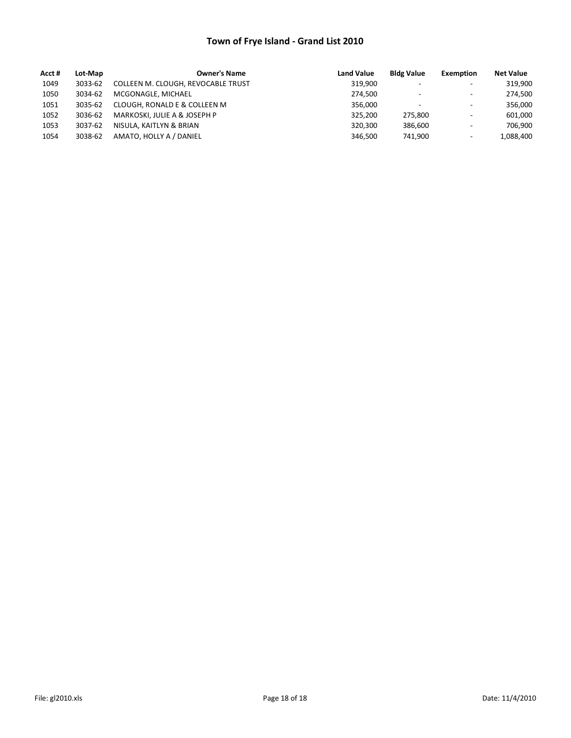# Town of Frye Island - Grand List 2010

| Acct # | Lot-Map | Owner's Name | Land Value | Bldg Value | Exemption | Net Value |
|---|---|---|---|---|---|---|
| 1049 | 3033-62 | COLLEEN M. CLOUGH, REVOCABLE TRUST | 319,900 | - | - | 319,900 |
| 1050 | 3034-62 | MCGONAGLE, MICHAEL | 274,500 | - | - | 274,500 |
| 1051 | 3035-62 | CLOUGH, RONALD E & COLLEEN M | 356,000 | - | - | 356,000 |
| 1052 | 3036-62 | MARKOSKI, JULIE A & JOSEPH P | 325,200 | 275,800 | - | 601,000 |
| 1053 | 3037-62 | NISULA, KAITLYN & BRIAN | 320,300 | 386,600 | - | 706,900 |
| 1054 | 3038-62 | AMATO, HOLLY A / DANIEL | 346,500 | 741,900 | - | 1,088,400 |